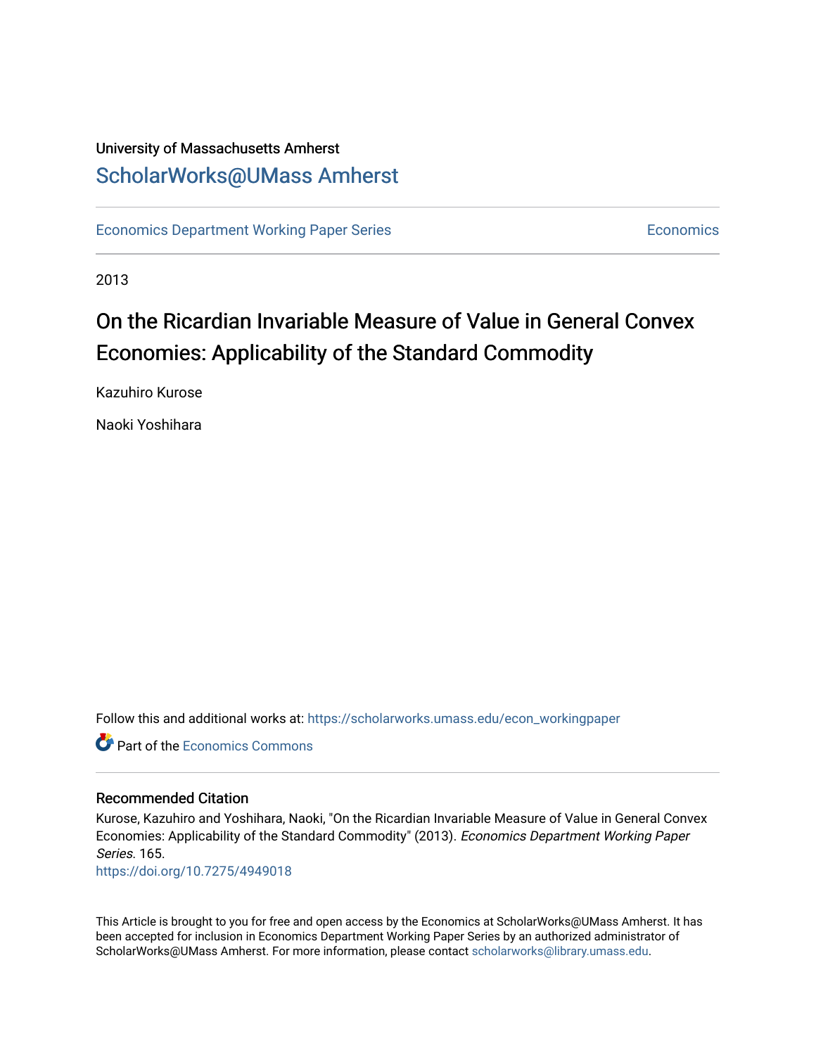University of Massachusetts Amherst

## ScholarWorks@UMass Amherst

Economics Department Working Paper Series | Economics

2013

# On the Ricardian Invariable Measure of Value in General Convex Economies: Applicability of the Standard Commodity

Kazuhiro Kurose

Naoki Yoshihara

Follow this and additional works at: https://scholarworks.umass.edu/econ_workingpaper

Part of the Economics Commons

### Recommended Citation

Kurose, Kazuhiro and Yoshihara, Naoki, "On the Ricardian Invariable Measure of Value in General Convex Economies: Applicability of the Standard Commodity" (2013). *Economics Department Working Paper Series*. 165.

https://doi.org/10.7275/4949018

This Article is brought to you for free and open access by the Economics at ScholarWorks@UMass Amherst. It has been accepted for inclusion in Economics Department Working Paper Series by an authorized administrator of ScholarWorks@UMass Amherst. For more information, please contact scholarworks@library.umass.edu.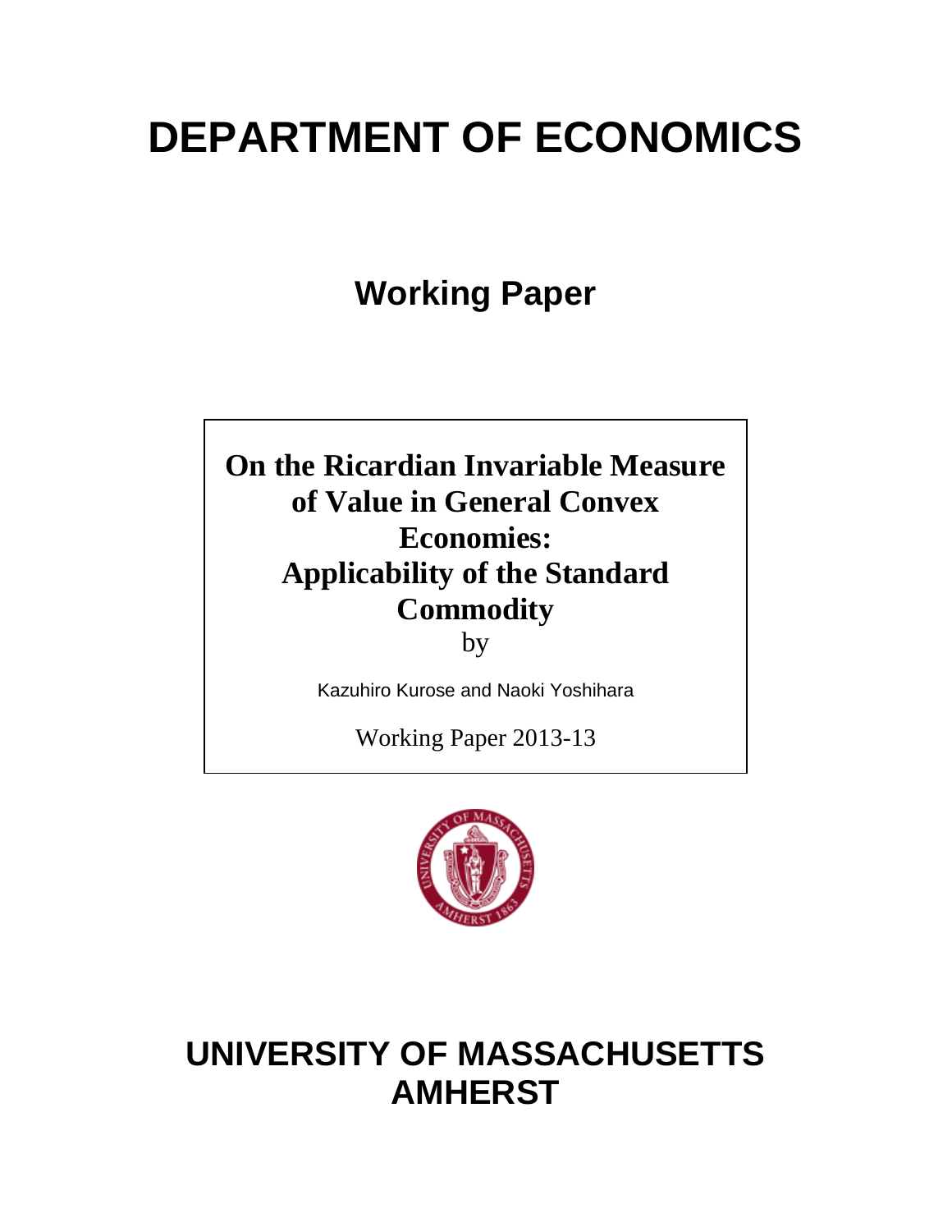# DEPARTMENT OF ECONOMICS

## Working Paper

**On the Ricardian Invariable Measure of Value in General Convex Economies: Applicability of the Standard Commodity**

by

Kazuhiro Kurose and Naoki Yoshihara

Working Paper 2013-13

# UNIVERSITY OF MASSACHUSETTS AMHERST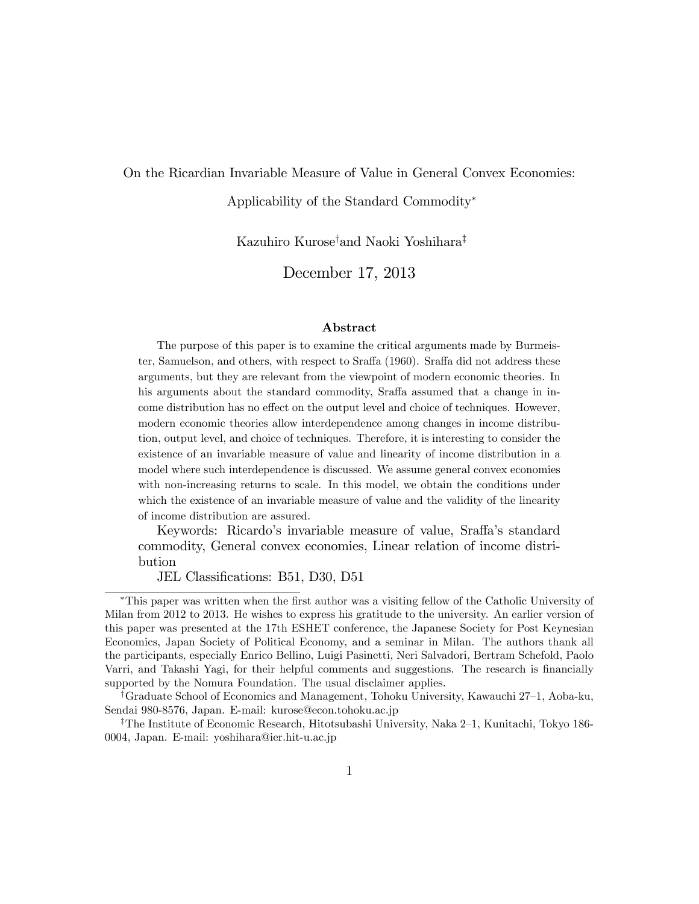On the Ricardian Invariable Measure of Value in General Convex Economies:

Applicability of the Standard Commodity*

Kazuhiro Kurose[†] and Naoki Yoshihara[‡]

December 17, 2013

**Abstract**

The purpose of this paper is to examine the critical arguments made by Burmeister, Samuelson, and others, with respect to Sraffa (1960). Sraffa did not address these arguments, but they are relevant from the viewpoint of modern economic theories. In his arguments about the standard commodity, Sraffa assumed that a change in income distribution has no effect on the output level and choice of techniques. However, modern economic theories allow interdependence among changes in income distribution, output level, and choice of techniques. Therefore, it is interesting to consider the existence of an invariable measure of value and linearity of income distribution in a model where such interdependence is discussed. We assume general convex economies with non-increasing returns to scale. In this model, we obtain the conditions under which the existence of an invariable measure of value and the validity of the linearity of income distribution are assured.

Keywords: Ricardo's invariable measure of value, Sraffa's standard commodity, General convex economies, Linear relation of income distribution

JEL Classifications: B51, D30, D51

---

*This paper was written when the first author was a visiting fellow of the Catholic University of Milan from 2012 to 2013. He wishes to express his gratitude to the university. An earlier version of this paper was presented at the 17th ESHET conference, the Japanese Society for Post Keynesian Economics, Japan Society of Political Economy, and a seminar in Milan. The authors thank all the participants, especially Enrico Bellino, Luigi Pasinetti, Neri Salvadori, Bertram Schefold, Paolo Varri, and Takashi Yagi, for their helpful comments and suggestions. The research is financially supported by the Nomura Foundation. The usual disclaimer applies.

[†]Graduate School of Economics and Management, Tohoku University, Kawauchi 27–1, Aoba-ku, Sendai 980-8576, Japan. E-mail: kurose@econ.tohoku.ac.jp

[‡]The Institute of Economic Research, Hitotsubashi University, Naka 2–1, Kunitachi, Tokyo 186-0004, Japan. E-mail: yoshihara@ier.hit-u.ac.jp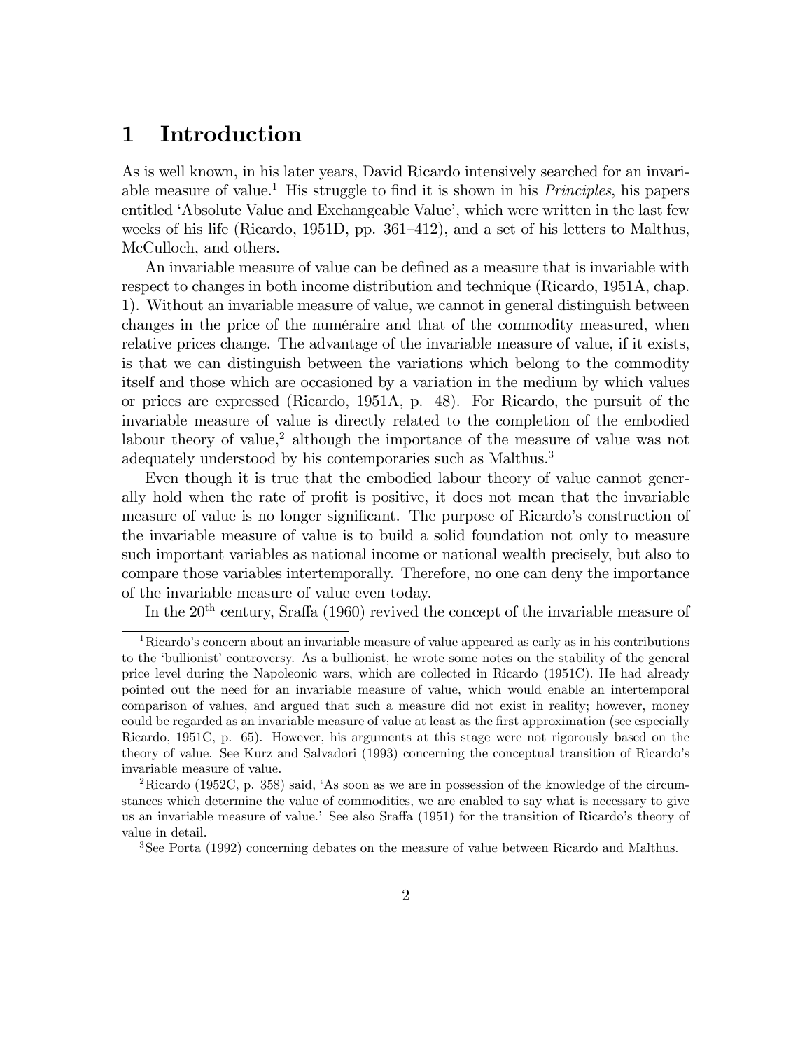# 1 Introduction

As is well known, in his later years, David Ricardo intensively searched for an invariable measure of value.[1] His struggle to find it is shown in his *Principles*, his papers entitled 'Absolute Value and Exchangeable Value', which were written in the last few weeks of his life (Ricardo, 1951D, pp. 361–412), and a set of his letters to Malthus, McCulloch, and others.

An invariable measure of value can be defined as a measure that is invariable with respect to changes in both income distribution and technique (Ricardo, 1951A, chap. 1). Without an invariable measure of value, we cannot in general distinguish between changes in the price of the numéraire and that of the commodity measured, when relative prices change. The advantage of the invariable measure of value, if it exists, is that we can distinguish between the variations which belong to the commodity itself and those which are occasioned by a variation in the medium by which values or prices are expressed (Ricardo, 1951A, p. 48). For Ricardo, the pursuit of the invariable measure of value is directly related to the completion of the embodied labour theory of value,[2] although the importance of the measure of value was not adequately understood by his contemporaries such as Malthus.[3]

Even though it is true that the embodied labour theory of value cannot generally hold when the rate of profit is positive, it does not mean that the invariable measure of value is no longer significant. The purpose of Ricardo's construction of the invariable measure of value is to build a solid foundation not only to measure such important variables as national income or national wealth precisely, but also to compare those variables intertemporally. Therefore, no one can deny the importance of the invariable measure of value even today.

In the 20th century, Sraffa (1960) revived the concept of the invariable measure of

---

[1] Ricardo's concern about an invariable measure of value appeared as early as in his contributions to the 'bullionist' controversy. As a bullionist, he wrote some notes on the stability of the general price level during the Napoleonic wars, which are collected in Ricardo (1951C). He had already pointed out the need for an invariable measure of value, which would enable an intertemporal comparison of values, and argued that such a measure did not exist in reality; however, money could be regarded as an invariable measure of value at least as the first approximation (see especially Ricardo, 1951C, p. 65). However, his arguments at this stage were not rigorously based on the theory of value. See Kurz and Salvadori (1993) concerning the conceptual transition of Ricardo's invariable measure of value.

[2] Ricardo (1952C, p. 358) said, 'As soon as we are in possession of the knowledge of the circumstances which determine the value of commodities, we are enabled to say what is necessary to give us an invariable measure of value.' See also Sraffa (1951) for the transition of Ricardo's theory of value in detail.

[3] See Porta (1992) concerning debates on the measure of value between Ricardo and Malthus.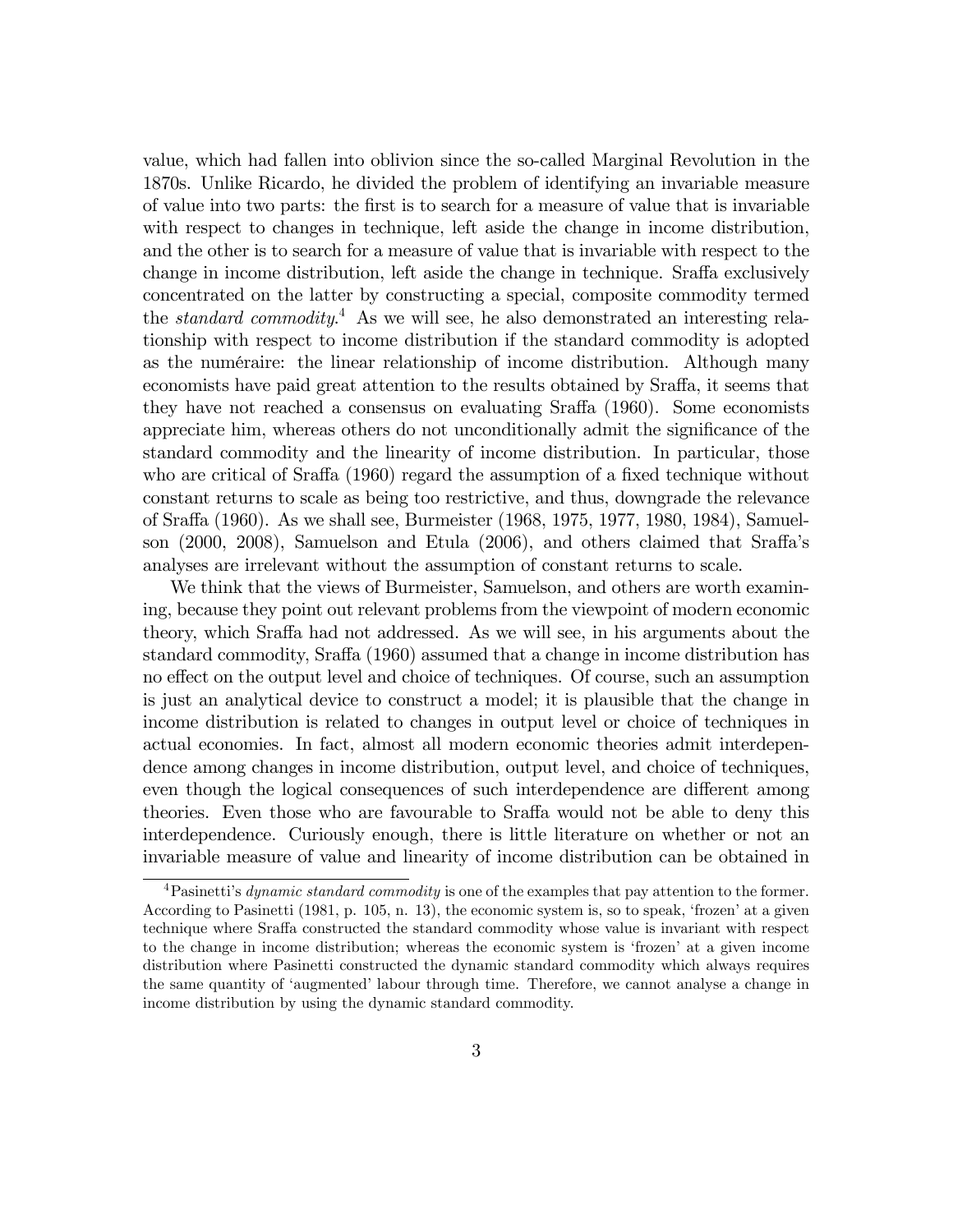value, which had fallen into oblivion since the so-called Marginal Revolution in the 1870s. Unlike Ricardo, he divided the problem of identifying an invariable measure of value into two parts: the first is to search for a measure of value that is invariable with respect to changes in technique, left aside the change in income distribution, and the other is to search for a measure of value that is invariable with respect to the change in income distribution, left aside the change in technique. Sraffa exclusively concentrated on the latter by constructing a special, composite commodity termed the *standard commodity*.[4] As we will see, he also demonstrated an interesting relationship with respect to income distribution if the standard commodity is adopted as the numéraire: the linear relationship of income distribution. Although many economists have paid great attention to the results obtained by Sraffa, it seems that they have not reached a consensus on evaluating Sraffa (1960). Some economists appreciate him, whereas others do not unconditionally admit the significance of the standard commodity and the linearity of income distribution. In particular, those who are critical of Sraffa (1960) regard the assumption of a fixed technique without constant returns to scale as being too restrictive, and thus, downgrade the relevance of Sraffa (1960). As we shall see, Burmeister (1968, 1975, 1977, 1980, 1984), Samuelson (2000, 2008), Samuelson and Etula (2006), and others claimed that Sraffa's analyses are irrelevant without the assumption of constant returns to scale.

We think that the views of Burmeister, Samuelson, and others are worth examining, because they point out relevant problems from the viewpoint of modern economic theory, which Sraffa had not addressed. As we will see, in his arguments about the standard commodity, Sraffa (1960) assumed that a change in income distribution has no effect on the output level and choice of techniques. Of course, such an assumption is just an analytical device to construct a model; it is plausible that the change in income distribution is related to changes in output level or choice of techniques in actual economies. In fact, almost all modern economic theories admit interdependence among changes in income distribution, output level, and choice of techniques, even though the logical consequences of such interdependence are different among theories. Even those who are favourable to Sraffa would not be able to deny this interdependence. Curiously enough, there is little literature on whether or not an invariable measure of value and linearity of income distribution can be obtained in

[4] Pasinetti's *dynamic standard commodity* is one of the examples that pay attention to the former. According to Pasinetti (1981, p. 105, n. 13), the economic system is, so to speak, 'frozen' at a given technique where Sraffa constructed the standard commodity whose value is invariant with respect to the change in income distribution; whereas the economic system is 'frozen' at a given income distribution where Pasinetti constructed the dynamic standard commodity which always requires the same quantity of 'augmented' labour through time. Therefore, we cannot analyse a change in income distribution by using the dynamic standard commodity.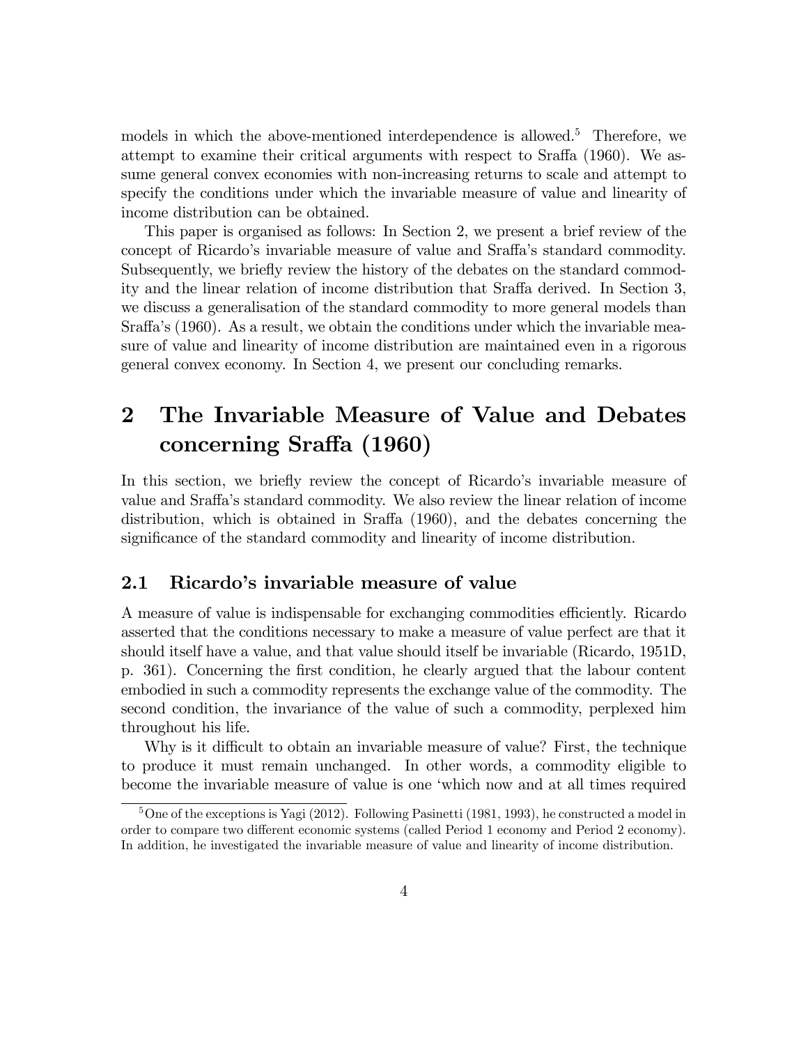models in which the above-mentioned interdependence is allowed.[5] Therefore, we attempt to examine their critical arguments with respect to Sraffa (1960). We assume general convex economies with non-increasing returns to scale and attempt to specify the conditions under which the invariable measure of value and linearity of income distribution can be obtained.

This paper is organised as follows: In Section 2, we present a brief review of the concept of Ricardo's invariable measure of value and Sraffa's standard commodity. Subsequently, we briefly review the history of the debates on the standard commodity and the linear relation of income distribution that Sraffa derived. In Section 3, we discuss a generalisation of the standard commodity to more general models than Sraffa's (1960). As a result, we obtain the conditions under which the invariable measure of value and linearity of income distribution are maintained even in a rigorous general convex economy. In Section 4, we present our concluding remarks.

# 2 The Invariable Measure of Value and Debates concerning Sraffa (1960)

In this section, we briefly review the concept of Ricardo's invariable measure of value and Sraffa's standard commodity. We also review the linear relation of income distribution, which is obtained in Sraffa (1960), and the debates concerning the significance of the standard commodity and linearity of income distribution.

## 2.1 Ricardo's invariable measure of value

A measure of value is indispensable for exchanging commodities efficiently. Ricardo asserted that the conditions necessary to make a measure of value perfect are that it should itself have a value, and that value should itself be invariable (Ricardo, 1951D, p. 361). Concerning the first condition, he clearly argued that the labour content embodied in such a commodity represents the exchange value of the commodity. The second condition, the invariance of the value of such a commodity, perplexed him throughout his life.

Why is it difficult to obtain an invariable measure of value? First, the technique to produce it must remain unchanged. In other words, a commodity eligible to become the invariable measure of value is one 'which now and at all times required

[5] One of the exceptions is Yagi (2012). Following Pasinetti (1981, 1993), he constructed a model in order to compare two different economic systems (called Period 1 economy and Period 2 economy). In addition, he investigated the invariable measure of value and linearity of income distribution.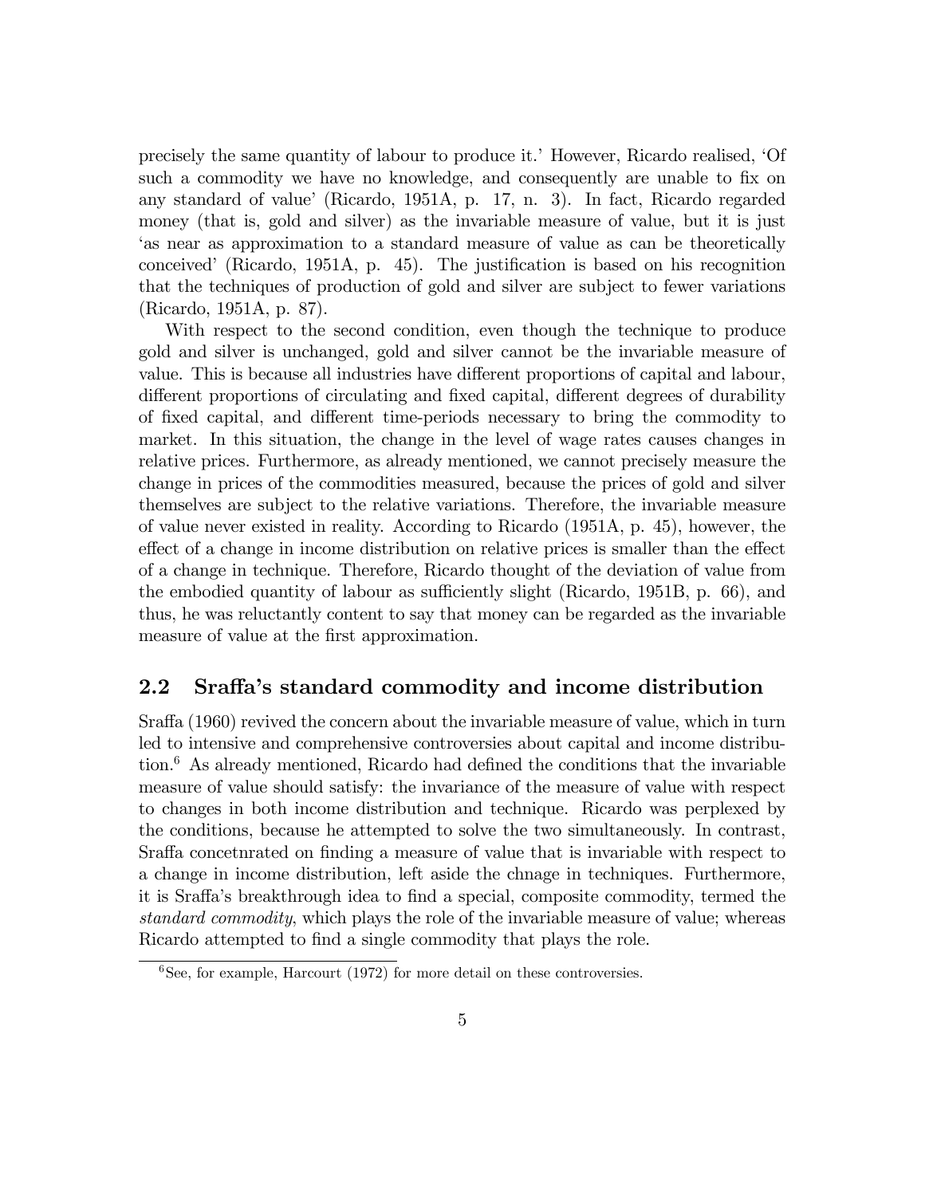precisely the same quantity of labour to produce it.' However, Ricardo realised, 'Of such a commodity we have no knowledge, and consequently are unable to fix on any standard of value' (Ricardo, 1951A, p. 17, n. 3). In fact, Ricardo regarded money (that is, gold and silver) as the invariable measure of value, but it is just 'as near as approximation to a standard measure of value as can be theoretically conceived' (Ricardo, 1951A, p. 45). The justification is based on his recognition that the techniques of production of gold and silver are subject to fewer variations (Ricardo, 1951A, p. 87).

With respect to the second condition, even though the technique to produce gold and silver is unchanged, gold and silver cannot be the invariable measure of value. This is because all industries have different proportions of capital and labour, different proportions of circulating and fixed capital, different degrees of durability of fixed capital, and different time-periods necessary to bring the commodity to market. In this situation, the change in the level of wage rates causes changes in relative prices. Furthermore, as already mentioned, we cannot precisely measure the change in prices of the commodities measured, because the prices of gold and silver themselves are subject to the relative variations. Therefore, the invariable measure of value never existed in reality. According to Ricardo (1951A, p. 45), however, the effect of a change in income distribution on relative prices is smaller than the effect of a change in technique. Therefore, Ricardo thought of the deviation of value from the embodied quantity of labour as sufficiently slight (Ricardo, 1951B, p. 66), and thus, he was reluctantly content to say that money can be regarded as the invariable measure of value at the first approximation.

## 2.2 Sraffa's standard commodity and income distribution

Sraffa (1960) revived the concern about the invariable measure of value, which in turn led to intensive and comprehensive controversies about capital and income distribution.[6] As already mentioned, Ricardo had defined the conditions that the invariable measure of value should satisfy: the invariance of the measure of value with respect to changes in both income distribution and technique. Ricardo was perplexed by the conditions, because he attempted to solve the two simultaneously. In contrast, Sraffa concetnrated on finding a measure of value that is invariable with respect to a change in income distribution, left aside the chnage in techniques. Furthermore, it is Sraffa's breakthrough idea to find a special, composite commodity, termed the *standard commodity*, which plays the role of the invariable measure of value; whereas Ricardo attempted to find a single commodity that plays the role.

[6] See, for example, Harcourt (1972) for more detail on these controversies.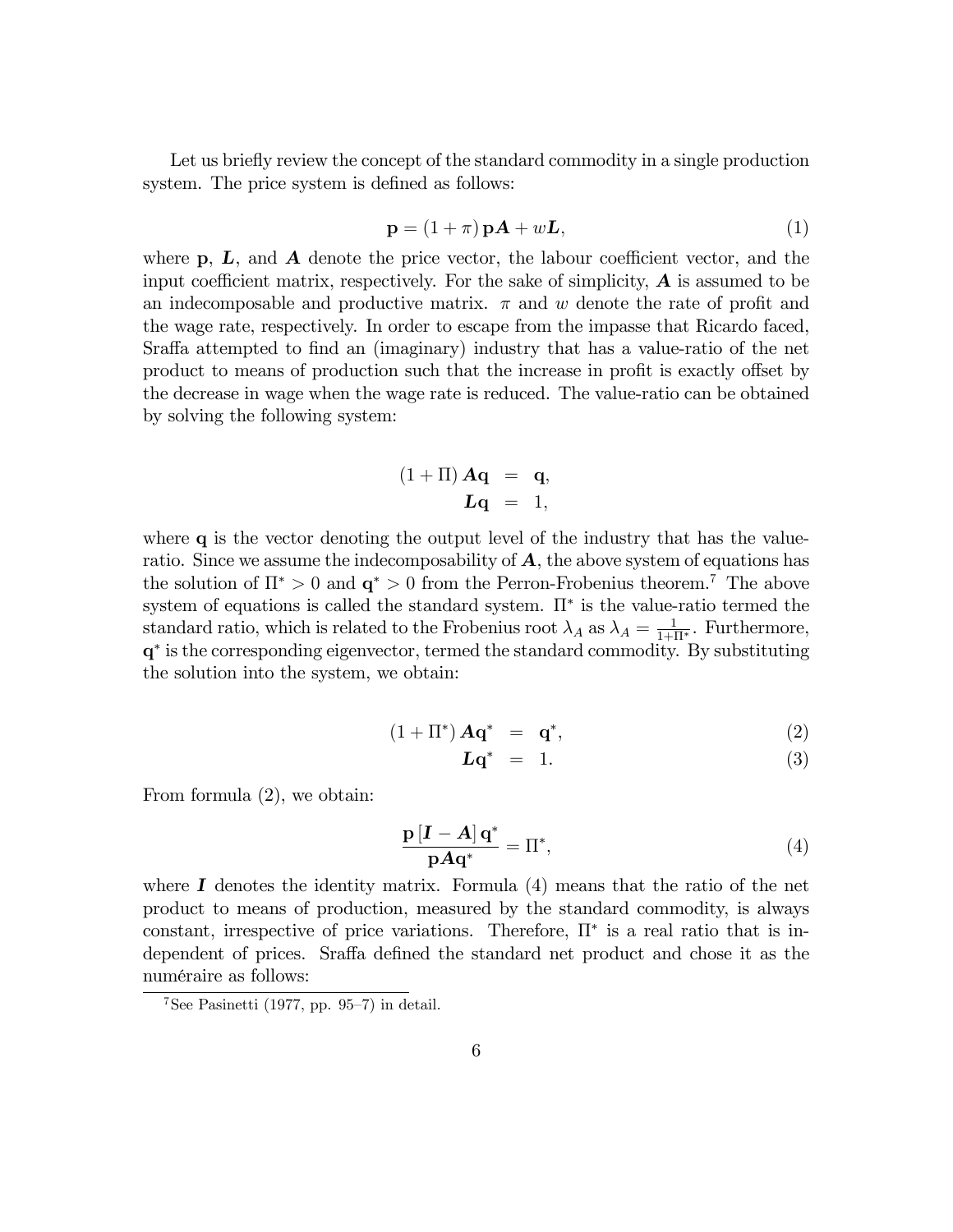Let us briefly review the concept of the standard commodity in a single production system. The price system is defined as follows:

$$\mathbf{p} = (1+\pi)\,\mathbf{p}\boldsymbol{A} + w\boldsymbol{L}, \tag{1}$$

where $\mathbf{p}$, $\boldsymbol{L}$, and $\boldsymbol{A}$ denote the price vector, the labour coefficient vector, and the input coefficient matrix, respectively. For the sake of simplicity, $\boldsymbol{A}$ is assumed to be an indecomposable and productive matrix. $\pi$ and $w$ denote the rate of profit and the wage rate, respectively. In order to escape from the impasse that Ricardo faced, Sraffa attempted to find an (imaginary) industry that has a value-ratio of the net product to means of production such that the increase in profit is exactly offset by the decrease in wage when the wage rate is reduced. The value-ratio can be obtained by solving the following system:

$$\begin{aligned}(1+\Pi)\,\boldsymbol{A}\mathbf{q} &= \mathbf{q}, \\ \boldsymbol{L}\mathbf{q} &= 1,\end{aligned}$$

where $\mathbf{q}$ is the vector denoting the output level of the industry that has the value-ratio. Since we assume the indecomposability of $\boldsymbol{A}$, the above system of equations has the solution of $\Pi^* > 0$ and $\mathbf{q}^* > 0$ from the Perron-Frobenius theorem.[7] The above system of equations is called the standard system. $\Pi^*$ is the value-ratio termed the standard ratio, which is related to the Frobenius root $\lambda_A$ as $\lambda_A = \frac{1}{1+\Pi^*}$. Furthermore, $\mathbf{q}^*$ is the corresponding eigenvector, termed the standard commodity. By substituting the solution into the system, we obtain:

$$(1+\Pi^*)\,\boldsymbol{A}\mathbf{q}^* = \mathbf{q}^*, \tag{2}$$

$$\boldsymbol{L}\mathbf{q}^* = 1. \tag{3}$$

From formula (2), we obtain:

$$\frac{\mathbf{p}\,[\boldsymbol{I}-\boldsymbol{A}]\,\mathbf{q}^*}{\mathbf{p}\boldsymbol{A}\mathbf{q}^*} = \Pi^*, \tag{4}$$

where $\boldsymbol{I}$ denotes the identity matrix. Formula (4) means that the ratio of the net product to means of production, measured by the standard commodity, is always constant, irrespective of price variations. Therefore, $\Pi^*$ is a real ratio that is independent of prices. Sraffa defined the standard net product and chose it as the numéraire as follows:

[7] See Pasinetti (1977, pp. 95–7) in detail.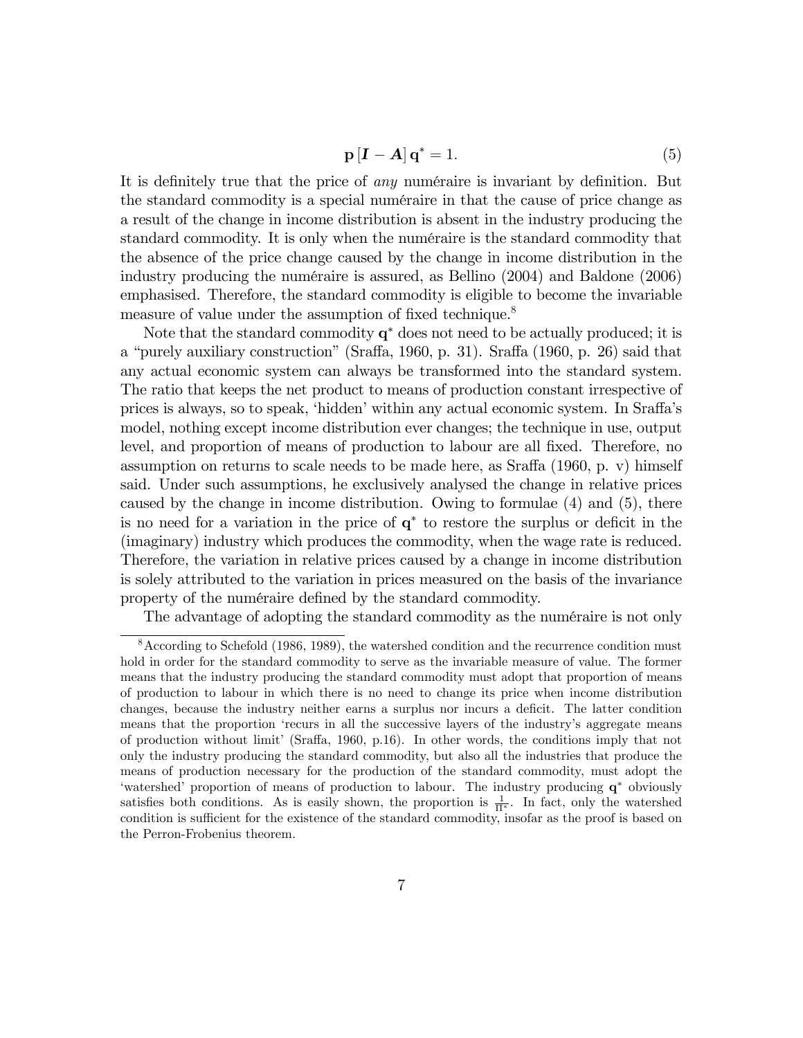$$\mathbf{p}\,[\boldsymbol{I} - \boldsymbol{A}]\,\mathbf{q}^{*} = 1. \tag{5}$$

It is definitely true that the price of *any* numéraire is invariant by definition. But the standard commodity is a special numéraire in that the cause of price change as a result of the change in income distribution is absent in the industry producing the standard commodity. It is only when the numéraire is the standard commodity that the absence of the price change caused by the change in income distribution in the industry producing the numéraire is assured, as Bellino (2004) and Baldone (2006) emphasised. Therefore, the standard commodity is eligible to become the invariable measure of value under the assumption of fixed technique.[8]

Note that the standard commodity $\mathbf{q}^{*}$ does not need to be actually produced; it is a "purely auxiliary construction" (Sraffa, 1960, p. 31). Sraffa (1960, p. 26) said that any actual economic system can always be transformed into the standard system. The ratio that keeps the net product to means of production constant irrespective of prices is always, so to speak, 'hidden' within any actual economic system. In Sraffa's model, nothing except income distribution ever changes; the technique in use, output level, and proportion of means of production to labour are all fixed. Therefore, no assumption on returns to scale needs to be made here, as Sraffa (1960, p. v) himself said. Under such assumptions, he exclusively analysed the change in relative prices caused by the change in income distribution. Owing to formulae (4) and (5), there is no need for a variation in the price of $\mathbf{q}^{*}$ to restore the surplus or deficit in the (imaginary) industry which produces the commodity, when the wage rate is reduced. Therefore, the variation in relative prices caused by a change in income distribution is solely attributed to the variation in prices measured on the basis of the invariance property of the numéraire defined by the standard commodity.

The advantage of adopting the standard commodity as the numéraire is not only

[8] According to Schefold (1986, 1989), the watershed condition and the recurrence condition must hold in order for the standard commodity to serve as the invariable measure of value. The former means that the industry producing the standard commodity must adopt that proportion of means of production to labour in which there is no need to change its price when income distribution changes, because the industry neither earns a surplus nor incurs a deficit. The latter condition means that the proportion 'recurs in all the successive layers of the industry's aggregate means of production without limit' (Sraffa, 1960, p.16). In other words, the conditions imply that not only the industry producing the standard commodity, but also all the industries that produce the means of production necessary for the production of the standard commodity, must adopt the 'watershed' proportion of means of production to labour. The industry producing $\mathbf{q}^{*}$ obviously satisfies both conditions. As is easily shown, the proportion is $\frac{1}{\Pi^{*}}$. In fact, only the watershed condition is sufficient for the existence of the standard commodity, insofar as the proof is based on the Perron-Frobenius theorem.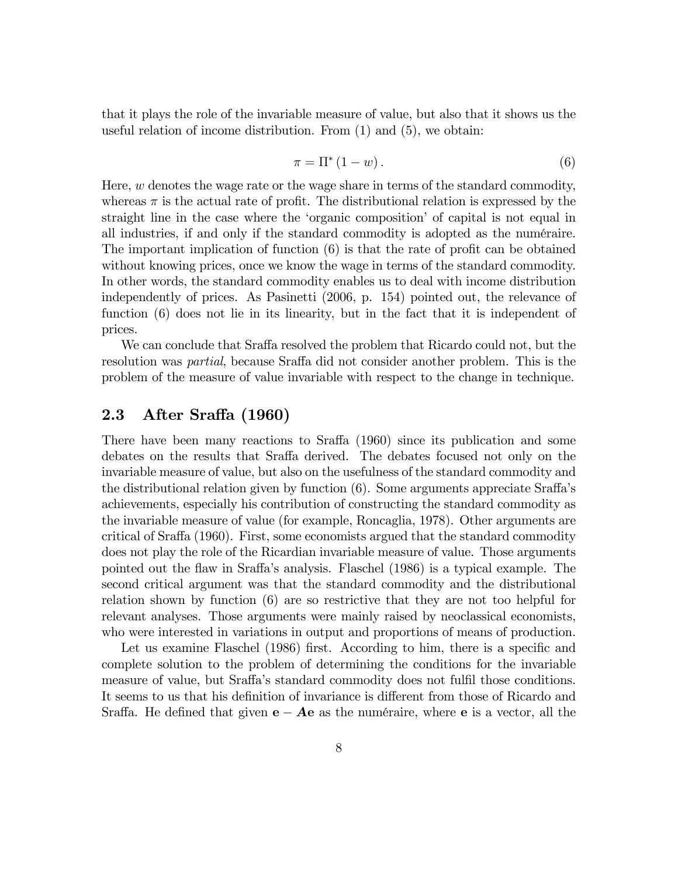that it plays the role of the invariable measure of value, but also that it shows us the useful relation of income distribution. From (1) and (5), we obtain:

$$\pi = \Pi^* (1 - w). \tag{6}$$

Here, $w$ denotes the wage rate or the wage share in terms of the standard commodity, whereas $\pi$ is the actual rate of profit. The distributional relation is expressed by the straight line in the case where the 'organic composition' of capital is not equal in all industries, if and only if the standard commodity is adopted as the numéraire. The important implication of function (6) is that the rate of profit can be obtained without knowing prices, once we know the wage in terms of the standard commodity. In other words, the standard commodity enables us to deal with income distribution independently of prices. As Pasinetti (2006, p. 154) pointed out, the relevance of function (6) does not lie in its linearity, but in the fact that it is independent of prices.

We can conclude that Sraffa resolved the problem that Ricardo could not, but the resolution was *partial*, because Sraffa did not consider another problem. This is the problem of the measure of value invariable with respect to the change in technique.

## 2.3 After Sraffa (1960)

There have been many reactions to Sraffa (1960) since its publication and some debates on the results that Sraffa derived. The debates focused not only on the invariable measure of value, but also on the usefulness of the standard commodity and the distributional relation given by function (6). Some arguments appreciate Sraffa's achievements, especially his contribution of constructing the standard commodity as the invariable measure of value (for example, Roncaglia, 1978). Other arguments are critical of Sraffa (1960). First, some economists argued that the standard commodity does not play the role of the Ricardian invariable measure of value. Those arguments pointed out the flaw in Sraffa's analysis. Flaschel (1986) is a typical example. The second critical argument was that the standard commodity and the distributional relation shown by function (6) are so restrictive that they are not too helpful for relevant analyses. Those arguments were mainly raised by neoclassical economists, who were interested in variations in output and proportions of means of production.

Let us examine Flaschel (1986) first. According to him, there is a specific and complete solution to the problem of determining the conditions for the invariable measure of value, but Sraffa's standard commodity does not fulfil those conditions. It seems to us that his definition of invariance is different from those of Ricardo and Sraffa. He defined that given $\mathbf{e} - \boldsymbol{A}\mathbf{e}$ as the numéraire, where $\mathbf{e}$ is a vector, all the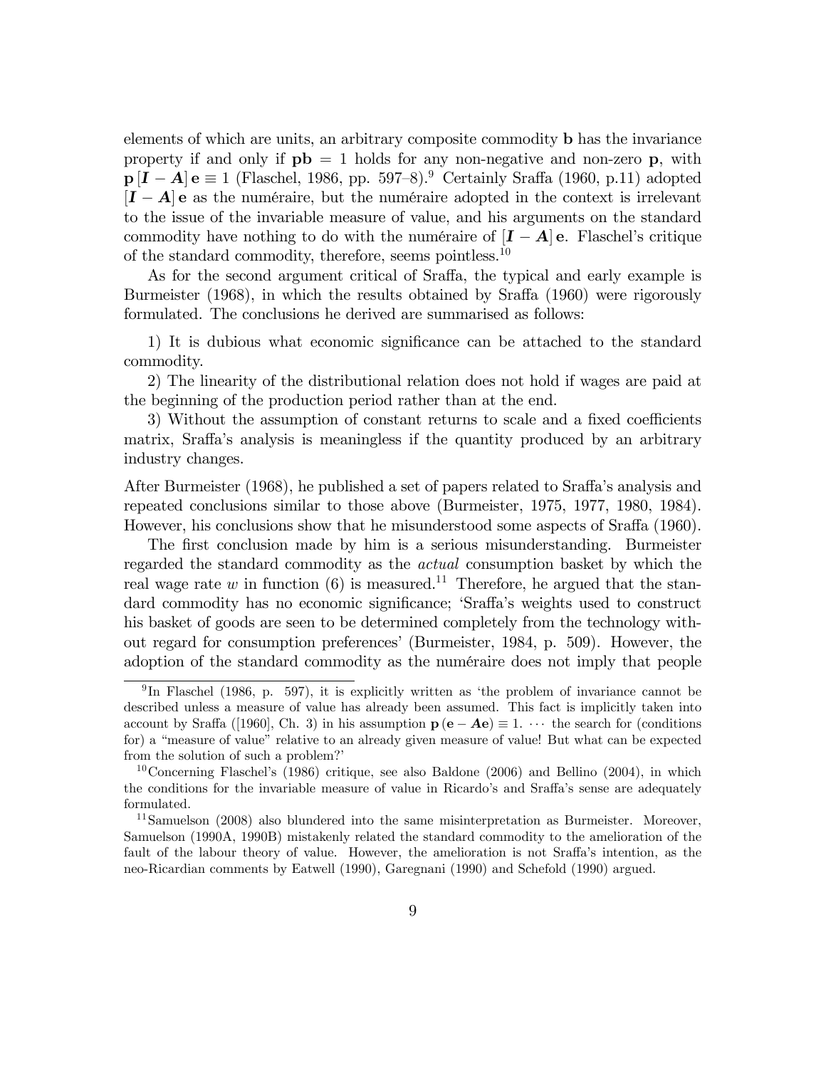elements of which are units, an arbitrary composite commodity $\mathbf{b}$ has the invariance property if and only if $\mathbf{pb} = 1$ holds for any non-negative and non-zero $\mathbf{p}$, with $\mathbf{p}[\boldsymbol{I} - \boldsymbol{A}]\mathbf{e} \equiv 1$ (Flaschel, 1986, pp. 597–8).[9] Certainly Sraffa (1960, p.11) adopted $[\boldsymbol{I} - \boldsymbol{A}]\mathbf{e}$ as the numéraire, but the numéraire adopted in the context is irrelevant to the issue of the invariable measure of value, and his arguments on the standard commodity have nothing to do with the numéraire of $[\boldsymbol{I} - \boldsymbol{A}]\mathbf{e}$. Flaschel's critique of the standard commodity, therefore, seems pointless.[10]

As for the second argument critical of Sraffa, the typical and early example is Burmeister (1968), in which the results obtained by Sraffa (1960) were rigorously formulated. The conclusions he derived are summarised as follows:

1) It is dubious what economic significance can be attached to the standard commodity.

2) The linearity of the distributional relation does not hold if wages are paid at the beginning of the production period rather than at the end.

3) Without the assumption of constant returns to scale and a fixed coefficients matrix, Sraffa's analysis is meaningless if the quantity produced by an arbitrary industry changes.

After Burmeister (1968), he published a set of papers related to Sraffa's analysis and repeated conclusions similar to those above (Burmeister, 1975, 1977, 1980, 1984). However, his conclusions show that he misunderstood some aspects of Sraffa (1960).

The first conclusion made by him is a serious misunderstanding. Burmeister regarded the standard commodity as the *actual* consumption basket by which the real wage rate $w$ in function (6) is measured.[11] Therefore, he argued that the standard commodity has no economic significance; 'Sraffa's weights used to construct his basket of goods are seen to be determined completely from the technology without regard for consumption preferences' (Burmeister, 1984, p. 509). However, the adoption of the standard commodity as the numéraire does not imply that people

[9] In Flaschel (1986, p. 597), it is explicitly written as 'the problem of invariance cannot be described unless a measure of value has already been assumed. This fact is implicitly taken into account by Sraffa ([1960], Ch. 3) in his assumption $\mathbf{p}(\mathbf{e} - \boldsymbol{A}\mathbf{e}) \equiv 1$. $\cdots$ the search for (conditions for) a "measure of value" relative to an already given measure of value! But what can be expected from the solution of such a problem?'

[10] Concerning Flaschel's (1986) critique, see also Baldone (2006) and Bellino (2004), in which the conditions for the invariable measure of value in Ricardo's and Sraffa's sense are adequately formulated.

[11] Samuelson (2008) also blundered into the same misinterpretation as Burmeister. Moreover, Samuelson (1990A, 1990B) mistakenly related the standard commodity to the amelioration of the fault of the labour theory of value. However, the amelioration is not Sraffa's intention, as the neo-Ricardian comments by Eatwell (1990), Garegnani (1990) and Schefold (1990) argued.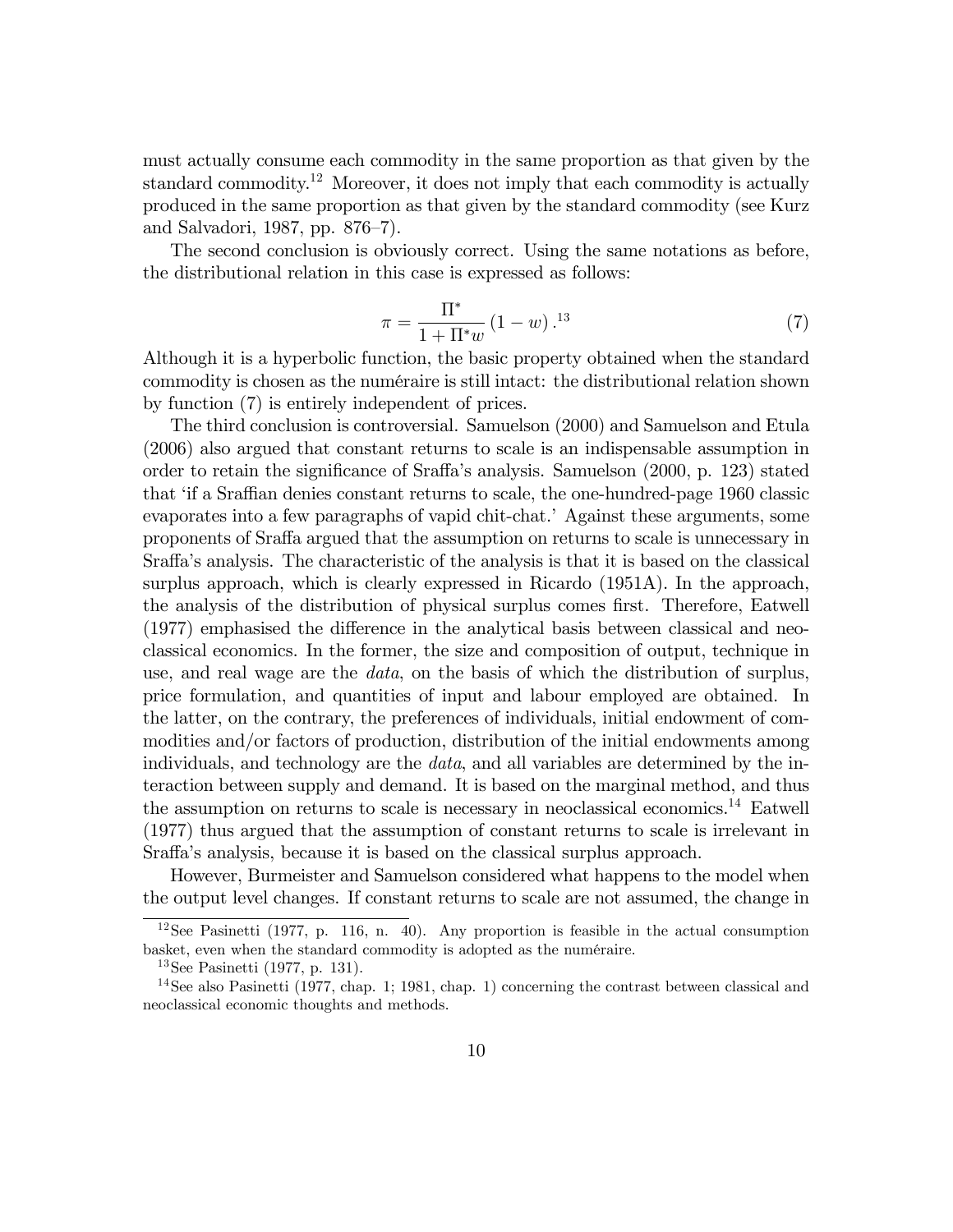must actually consume each commodity in the same proportion as that given by the standard commodity.[12] Moreover, it does not imply that each commodity is actually produced in the same proportion as that given by the standard commodity (see Kurz and Salvadori, 1987, pp. 876–7).

The second conclusion is obviously correct. Using the same notations as before, the distributional relation in this case is expressed as follows:

$$\pi = \frac{\Pi^*}{1 + \Pi^* w} (1 - w) .^{13} \tag{7}$$

Although it is a hyperbolic function, the basic property obtained when the standard commodity is chosen as the numéraire is still intact: the distributional relation shown by function (7) is entirely independent of prices.

The third conclusion is controversial. Samuelson (2000) and Samuelson and Etula (2006) also argued that constant returns to scale is an indispensable assumption in order to retain the significance of Sraffa's analysis. Samuelson (2000, p. 123) stated that 'if a Sraffian denies constant returns to scale, the one-hundred-page 1960 classic evaporates into a few paragraphs of vapid chit-chat.' Against these arguments, some proponents of Sraffa argued that the assumption on returns to scale is unnecessary in Sraffa's analysis. The characteristic of the analysis is that it is based on the classical surplus approach, which is clearly expressed in Ricardo (1951A). In the approach, the analysis of the distribution of physical surplus comes first. Therefore, Eatwell (1977) emphasised the difference in the analytical basis between classical and neoclassical economics. In the former, the size and composition of output, technique in use, and real wage are the *data*, on the basis of which the distribution of surplus, price formulation, and quantities of input and labour employed are obtained. In the latter, on the contrary, the preferences of individuals, initial endowment of commodities and/or factors of production, distribution of the initial endowments among individuals, and technology are the *data*, and all variables are determined by the interaction between supply and demand. It is based on the marginal method, and thus the assumption on returns to scale is necessary in neoclassical economics.[14] Eatwell (1977) thus argued that the assumption of constant returns to scale is irrelevant in Sraffa's analysis, because it is based on the classical surplus approach.

However, Burmeister and Samuelson considered what happens to the model when the output level changes. If constant returns to scale are not assumed, the change in

[12] See Pasinetti (1977, p. 116, n. 40). Any proportion is feasible in the actual consumption basket, even when the standard commodity is adopted as the numéraire.

[13] See Pasinetti (1977, p. 131).

[14] See also Pasinetti (1977, chap. 1; 1981, chap. 1) concerning the contrast between classical and neoclassical economic thoughts and methods.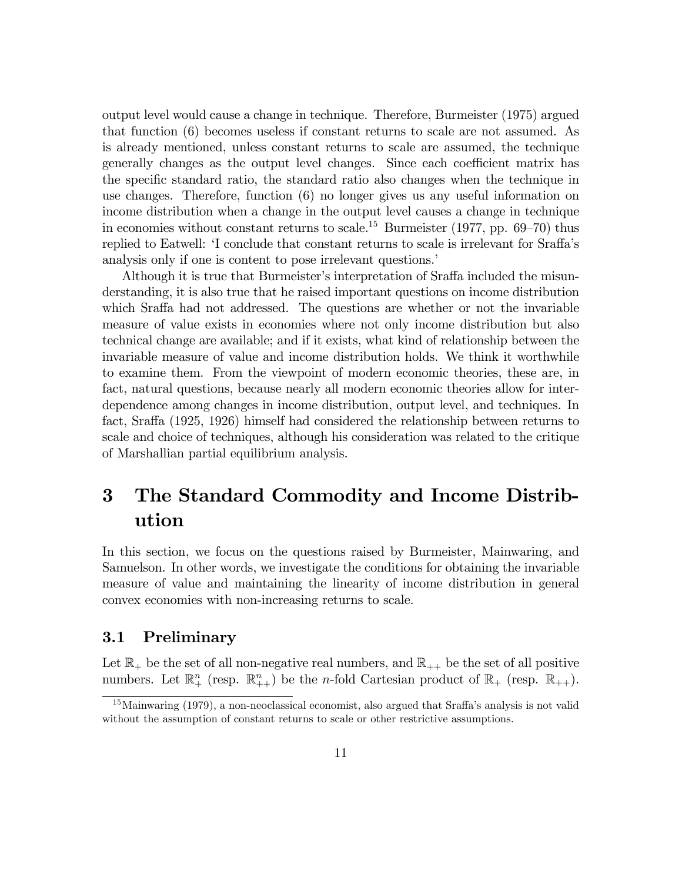output level would cause a change in technique. Therefore, Burmeister (1975) argued that function (6) becomes useless if constant returns to scale are not assumed. As is already mentioned, unless constant returns to scale are assumed, the technique generally changes as the output level changes. Since each coefficient matrix has the specific standard ratio, the standard ratio also changes when the technique in use changes. Therefore, function (6) no longer gives us any useful information on income distribution when a change in the output level causes a change in technique in economies without constant returns to scale.[15] Burmeister (1977, pp. 69–70) thus replied to Eatwell: 'I conclude that constant returns to scale is irrelevant for Sraffa's analysis only if one is content to pose irrelevant questions.'

Although it is true that Burmeister's interpretation of Sraffa included the misunderstanding, it is also true that he raised important questions on income distribution which Sraffa had not addressed. The questions are whether or not the invariable measure of value exists in economies where not only income distribution but also technical change are available; and if it exists, what kind of relationship between the invariable measure of value and income distribution holds. We think it worthwhile to examine them. From the viewpoint of modern economic theories, these are, in fact, natural questions, because nearly all modern economic theories allow for interdependence among changes in income distribution, output level, and techniques. In fact, Sraffa (1925, 1926) himself had considered the relationship between returns to scale and choice of techniques, although his consideration was related to the critique of Marshallian partial equilibrium analysis.

# 3 The Standard Commodity and Income Distribution

In this section, we focus on the questions raised by Burmeister, Mainwaring, and Samuelson. In other words, we investigate the conditions for obtaining the invariable measure of value and maintaining the linearity of income distribution in general convex economies with non-increasing returns to scale.

## 3.1 Preliminary

Let $\mathbb{R}_+$ be the set of all non-negative real numbers, and $\mathbb{R}_{++}$ be the set of all positive numbers. Let $\mathbb{R}^n_+$ (resp. $\mathbb{R}^n_{++}$) be the $n$-fold Cartesian product of $\mathbb{R}_+$ (resp. $\mathbb{R}_{++}$).

[15] Mainwaring (1979), a non-neoclassical economist, also argued that Sraffa's analysis is not valid without the assumption of constant returns to scale or other restrictive assumptions.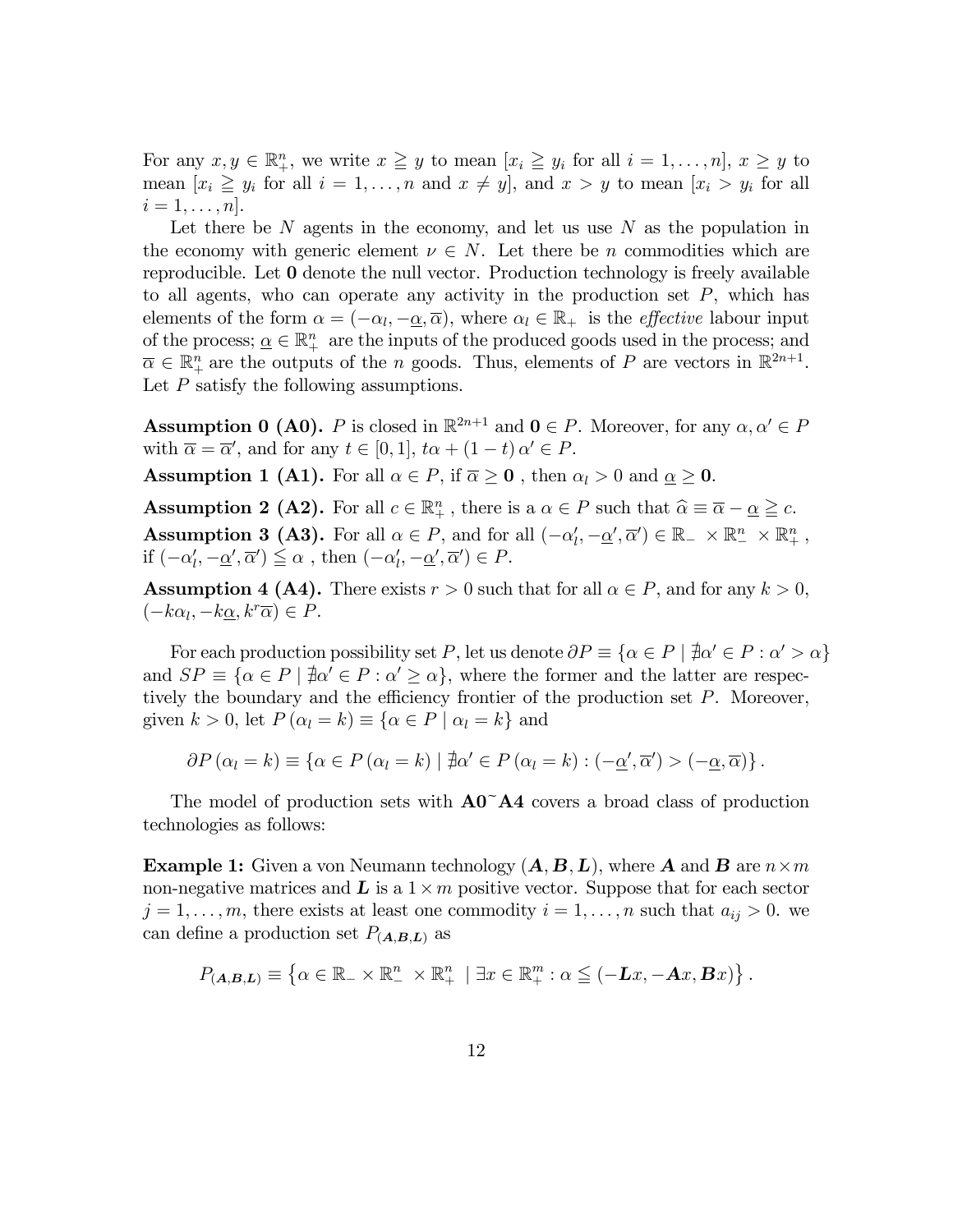For any $x, y \in \mathbb{R}^n_+$, we write $x \geqq y$ to mean $[x_i \geqq y_i$ for all $i = 1, \ldots, n]$, $x \geq y$ to mean $[x_i \geqq y_i$ for all $i = 1, \ldots, n$ and $x \neq y]$, and $x > y$ to mean $[x_i > y_i$ for all $i = 1, \ldots, n]$.

Let there be $N$ agents in the economy, and let us use $N$ as the population in the economy with generic element $\nu \in N$. Let there be $n$ commodities which are reproducible. Let $\mathbf{0}$ denote the null vector. Production technology is freely available to all agents, who can operate any activity in the production set $P$, which has elements of the form $\alpha = (-\alpha_l, -\underline{\alpha}, \overline{\alpha})$, where $\alpha_l \in \mathbb{R}_+$ is the *effective* labour input of the process; $\underline{\alpha} \in \mathbb{R}^n_+$ are the inputs of the produced goods used in the process; and $\overline{\alpha} \in \mathbb{R}^n_+$ are the outputs of the $n$ goods. Thus, elements of $P$ are vectors in $\mathbb{R}^{2n+1}$. Let $P$ satisfy the following assumptions.

**Assumption 0 (A0).** $P$ is closed in $\mathbb{R}^{2n+1}$ and $\mathbf{0} \in P$. Moreover, for any $\alpha, \alpha' \in P$ with $\overline{\alpha} = \overline{\alpha}'$, and for any $t \in [0, 1]$, $t\alpha + (1 - t)\alpha' \in P$.

**Assumption 1 (A1).** For all $\alpha \in P$, if $\overline{\alpha} \geq \mathbf{0}$ , then $\alpha_l > 0$ and $\underline{\alpha} \geq \mathbf{0}$.

**Assumption 2 (A2).** For all $c \in \mathbb{R}^n_+$ , there is a $\alpha \in P$ such that $\widehat{\alpha} \equiv \overline{\alpha} - \underline{\alpha} \geqq c$.

**Assumption 3 (A3).** For all $\alpha \in P$, and for all $(-\alpha'_l, -\underline{\alpha}', \overline{\alpha}') \in \mathbb{R}_- \times \mathbb{R}^n_- \times \mathbb{R}^n_+$ , if $(-\alpha'_l, -\underline{\alpha}', \overline{\alpha}') \leqq \alpha$ , then $(-\alpha'_l, -\underline{\alpha}', \overline{\alpha}') \in P$.

**Assumption 4 (A4).** There exists $r > 0$ such that for all $\alpha \in P$, and for any $k > 0$, $(-k\alpha_l, -k\underline{\alpha}, k^r\overline{\alpha}) \in P$.

For each production possibility set $P$, let us denote $\partial P \equiv \{\alpha \in P \mid \nexists \alpha' \in P : \alpha' > \alpha\}$ and $SP \equiv \{\alpha \in P \mid \nexists \alpha' \in P : \alpha' \geq \alpha\}$, where the former and the latter are respectively the boundary and the efficiency frontier of the production set $P$. Moreover, given $k > 0$, let $P(\alpha_l = k) \equiv \{\alpha \in P \mid \alpha_l = k\}$ and

$$\partial P(\alpha_l = k) \equiv \{\alpha \in P(\alpha_l = k) \mid \nexists \alpha' \in P(\alpha_l = k) : (-\underline{\alpha}', \overline{\alpha}') > (-\underline{\alpha}, \overline{\alpha})\}.$$

The model of production sets with **A0~A4** covers a broad class of production technologies as follows:

**Example 1:** Given a von Neumann technology $(\boldsymbol{A}, \boldsymbol{B}, \boldsymbol{L})$, where $\boldsymbol{A}$ and $\boldsymbol{B}$ are $n \times m$ non-negative matrices and $\boldsymbol{L}$ is a $1 \times m$ positive vector. Suppose that for each sector $j = 1, \ldots, m$, there exists at least one commodity $i = 1, \ldots, n$ such that $a_{ij} > 0$. we can define a production set $P_{(\boldsymbol{A},\boldsymbol{B},\boldsymbol{L})}$ as

$$P_{(\boldsymbol{A},\boldsymbol{B},\boldsymbol{L})} \equiv \left\{\alpha \in \mathbb{R}_- \times \mathbb{R}^n_- \times \mathbb{R}^n_+ \mid \exists x \in \mathbb{R}^m_+ : \alpha \leqq (-\boldsymbol{L}x, -\boldsymbol{A}x, \boldsymbol{B}x)\right\}.$$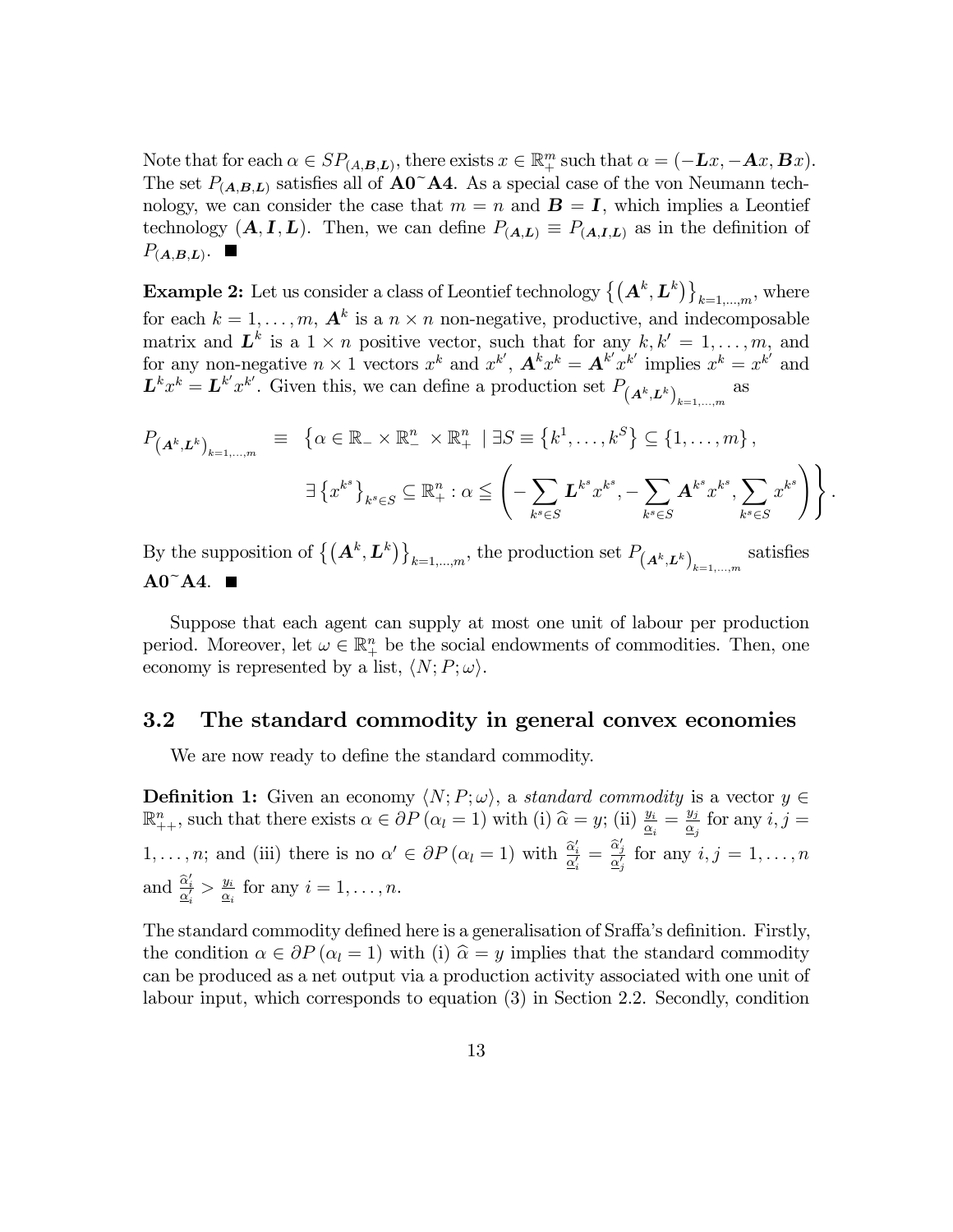Note that for each $\alpha \in SP_{(A,\boldsymbol{B},\boldsymbol{L})}$, there exists $x \in \mathbb{R}_+^m$ such that $\alpha = (-\boldsymbol{L}x, -\boldsymbol{A}x, \boldsymbol{B}x)$. The set $P_{(\boldsymbol{A},\boldsymbol{B},\boldsymbol{L})}$ satisfies all of **A0~A4**. As a special case of the von Neumann technology, we can consider the case that $m = n$ and $\boldsymbol{B} = \boldsymbol{I}$, which implies a Leontief technology $(\boldsymbol{A}, \boldsymbol{I}, \boldsymbol{L})$. Then, we can define $P_{(\boldsymbol{A},\boldsymbol{L})} \equiv P_{(\boldsymbol{A},\boldsymbol{I},\boldsymbol{L})}$ as in the definition of $P_{(\boldsymbol{A},\boldsymbol{B},\boldsymbol{L})}$. ■

**Example 2:** Let us consider a class of Leontief technology $\left\{\left(\boldsymbol{A}^k, \boldsymbol{L}^k\right)\right\}_{k=1,\ldots,m}$, where for each $k = 1, \ldots, m$, $\boldsymbol{A}^k$ is a $n \times n$ non-negative, productive, and indecomposable matrix and $\boldsymbol{L}^k$ is a $1 \times n$ positive vector, such that for any $k, k' = 1, \ldots, m$, and for any non-negative $n \times 1$ vectors $x^k$ and $x^{k'}$, $\boldsymbol{A}^k x^k = \boldsymbol{A}^{k'} x^{k'}$ implies $x^k = x^{k'}$ and $\boldsymbol{L}^k x^k = \boldsymbol{L}^{k'} x^{k'}$. Given this, we can define a production set $P_{\left(\boldsymbol{A}^k,\boldsymbol{L}^k\right)_{k=1,\ldots,m}}$ as

$$
\begin{aligned}
P_{\left(\boldsymbol{A}^k,\boldsymbol{L}^k\right)_{k=1,\ldots,m}} \equiv\ & \left\{\alpha \in \mathbb{R}_- \times \mathbb{R}_-^n \times \mathbb{R}_+^n \mid \exists S \equiv \left\{k^1, \ldots, k^S\right\} \subseteq \{1, \ldots, m\},\right. \\
& \left. \exists \left\{x^{k^s}\right\}_{k^s \in S} \subseteq \mathbb{R}_+^n : \alpha \leqq \left(-\sum_{k^s \in S} \boldsymbol{L}^{k^s} x^{k^s}, -\sum_{k^s \in S} \boldsymbol{A}^{k^s} x^{k^s}, \sum_{k^s \in S} x^{k^s}\right)\right\}.
\end{aligned}
$$

By the supposition of $\left\{\left(\boldsymbol{A}^k, \boldsymbol{L}^k\right)\right\}_{k=1,\ldots,m}$, the production set $P_{\left(\boldsymbol{A}^k,\boldsymbol{L}^k\right)_{k=1,\ldots,m}}$ satisfies **A0~A4**. ■

Suppose that each agent can supply at most one unit of labour per production period. Moreover, let $\omega \in \mathbb{R}_+^n$ be the social endowments of commodities. Then, one economy is represented by a list, $\langle N; P; \omega \rangle$.

## 3.2 The standard commodity in general convex economies

We are now ready to define the standard commodity.

**Definition 1:** Given an economy $\langle N; P; \omega \rangle$, a *standard commodity* is a vector $y \in \mathbb{R}_{++}^n$, such that there exists $\alpha \in \partial P (\alpha_l = 1)$ with (i) $\widehat{\alpha} = y$; (ii) $\frac{y_i}{\underline{\alpha}_i} = \frac{y_j}{\underline{\alpha}_j}$ for any $i, j = 1, \ldots, n$; and (iii) there is no $\alpha' \in \partial P (\alpha_l = 1)$ with $\frac{\widehat{\alpha}'_i}{\underline{\alpha}'_i} = \frac{\widehat{\alpha}'_j}{\underline{\alpha}'_j}$ for any $i, j = 1, \ldots, n$ and $\frac{\widehat{\alpha}'_i}{\underline{\alpha}'_i} > \frac{y_i}{\underline{\alpha}_i}$ for any $i = 1, \ldots, n$.

The standard commodity defined here is a generalisation of Sraffa's definition. Firstly, the condition $\alpha \in \partial P (\alpha_l = 1)$ with (i) $\widehat{\alpha} = y$ implies that the standard commodity can be produced as a net output via a production activity associated with one unit of labour input, which corresponds to equation (3) in Section 2.2. Secondly, condition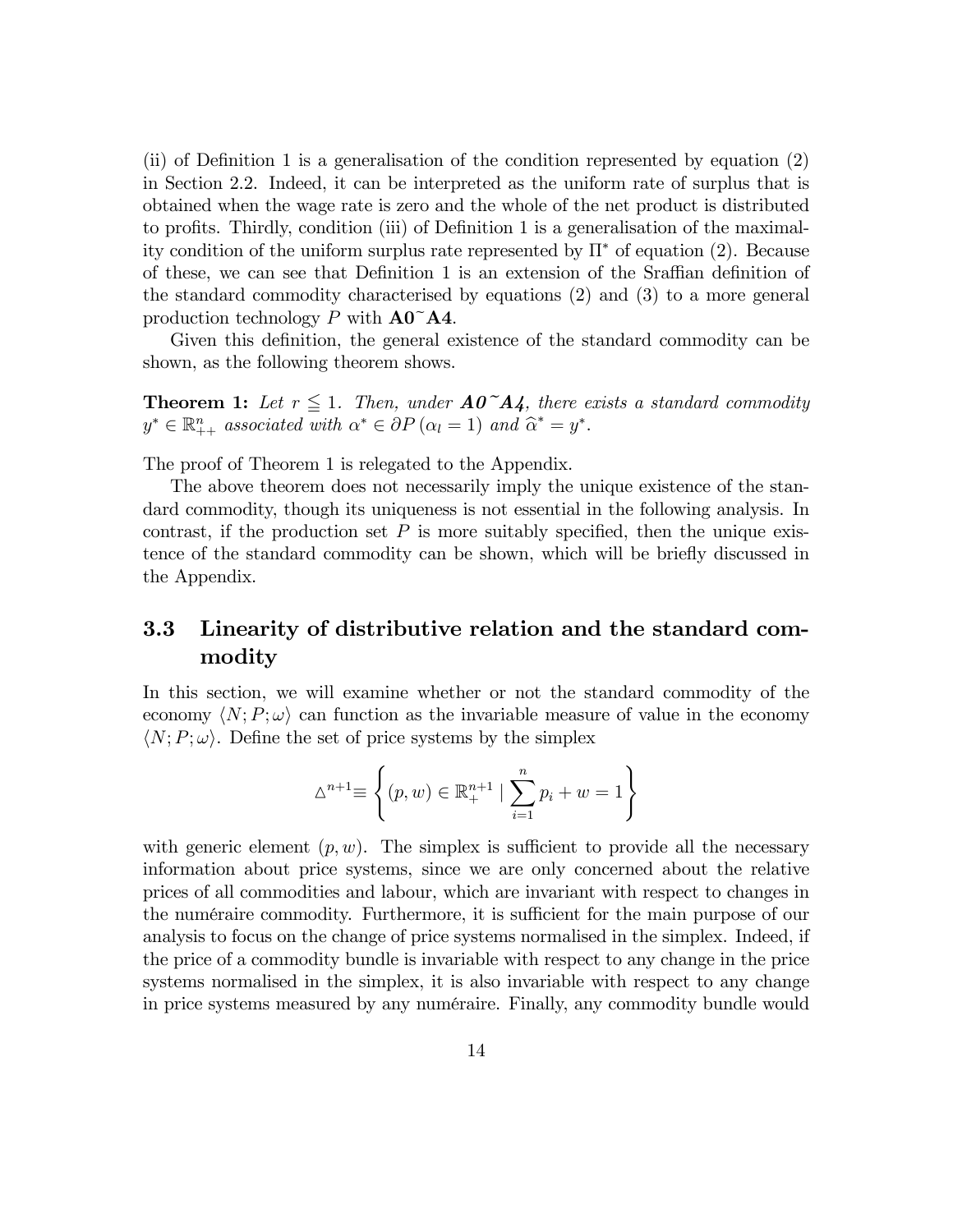(ii) of Definition 1 is a generalisation of the condition represented by equation (2) in Section 2.2. Indeed, it can be interpreted as the uniform rate of surplus that is obtained when the wage rate is zero and the whole of the net product is distributed to profits. Thirdly, condition (iii) of Definition 1 is a generalisation of the maximality condition of the uniform surplus rate represented by $\Pi^*$ of equation (2). Because of these, we can see that Definition 1 is an extension of the Sraffian definition of the standard commodity characterised by equations (2) and (3) to a more general production technology $P$ with **A0~A4**.

Given this definition, the general existence of the standard commodity can be shown, as the following theorem shows.

**Theorem 1:** *Let $r \leqq 1$. Then, under **A0~A4**, there exists a standard commodity $y^* \in \mathbb{R}^n_{++}$ associated with $\alpha^* \in \partial P\left(\alpha_l = 1\right)$ and $\widehat{\alpha}^* = y^*$.*

The proof of Theorem 1 is relegated to the Appendix.

The above theorem does not necessarily imply the unique existence of the standard commodity, though its uniqueness is not essential in the following analysis. In contrast, if the production set $P$ is more suitably specified, then the unique existence of the standard commodity can be shown, which will be briefly discussed in the Appendix.

## 3.3 Linearity of distributive relation and the standard commodity

In this section, we will examine whether or not the standard commodity of the economy $\langle N; P; \omega \rangle$ can function as the invariable measure of value in the economy $\langle N; P; \omega \rangle$. Define the set of price systems by the simplex

$$\triangle^{n+1} \equiv \left\{ (p, w) \in \mathbb{R}^{n+1}_{+} \mid \sum_{i=1}^{n} p_i + w = 1 \right\}$$

with generic element $(p, w)$. The simplex is sufficient to provide all the necessary information about price systems, since we are only concerned about the relative prices of all commodities and labour, which are invariant with respect to changes in the numéraire commodity. Furthermore, it is sufficient for the main purpose of our analysis to focus on the change of price systems normalised in the simplex. Indeed, if the price of a commodity bundle is invariable with respect to any change in the price systems normalised in the simplex, it is also invariable with respect to any change in price systems measured by any numéraire. Finally, any commodity bundle would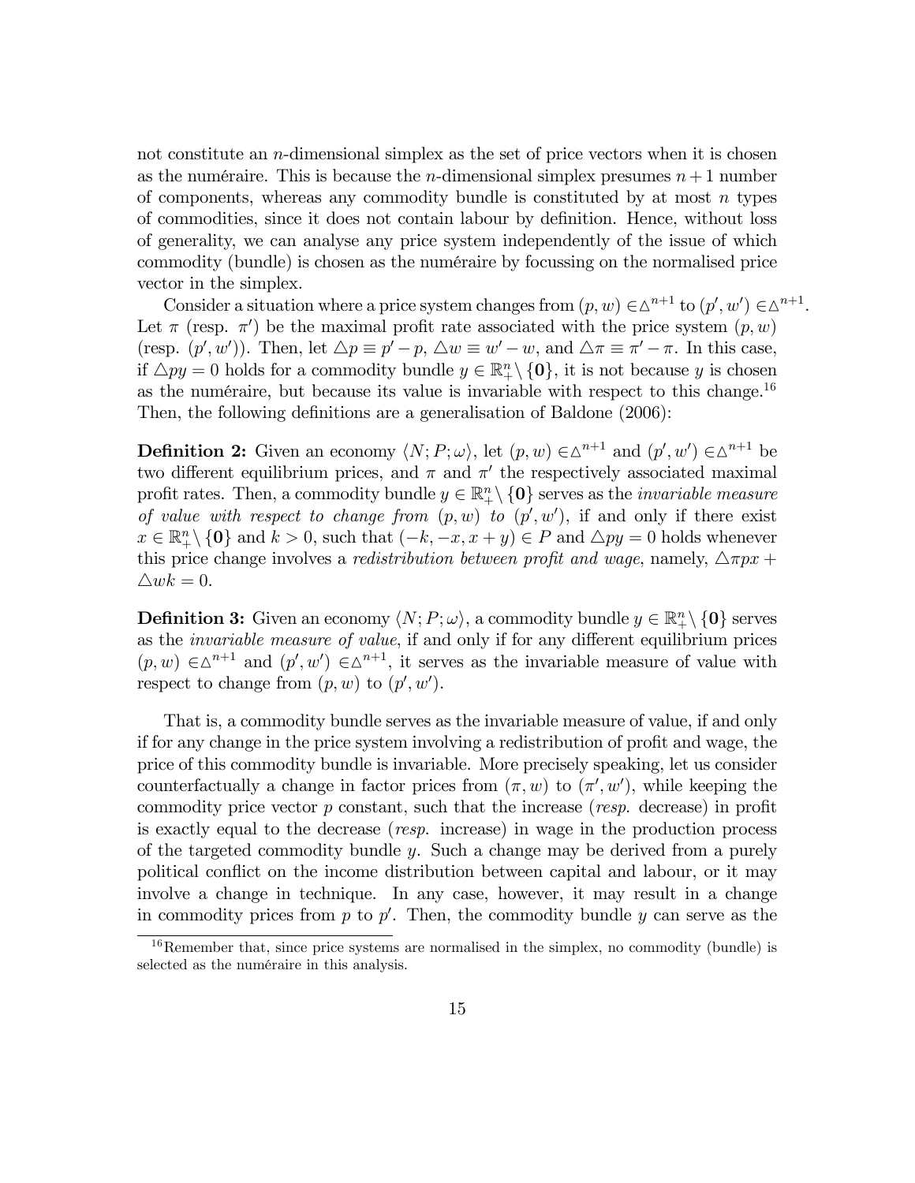not constitute an $n$-dimensional simplex as the set of price vectors when it is chosen as the numéraire. This is because the $n$-dimensional simplex presumes $n+1$ number of components, whereas any commodity bundle is constituted by at most $n$ types of commodities, since it does not contain labour by definition. Hence, without loss of generality, we can analyse any price system independently of the issue of which commodity (bundle) is chosen as the numéraire by focussing on the normalised price vector in the simplex.

Consider a situation where a price system changes from $(p, w) \in \triangle^{n+1}$ to $(p', w') \in \triangle^{n+1}$. Let $\pi$ (resp. $\pi'$) be the maximal profit rate associated with the price system $(p, w)$ (resp. $(p', w')$). Then, let $\triangle p \equiv p' - p$, $\triangle w \equiv w' - w$, and $\triangle \pi \equiv \pi' - \pi$. In this case, if $\triangle py = 0$ holds for a commodity bundle $y \in \mathbb{R}^n_+ \setminus \{\mathbf{0}\}$, it is not because $y$ is chosen as the numéraire, but because its value is invariable with respect to this change.[16] Then, the following definitions are a generalisation of Baldone (2006):

**Definition 2:** Given an economy $\langle N; P; \omega \rangle$, let $(p, w) \in \triangle^{n+1}$ and $(p', w') \in \triangle^{n+1}$ be two different equilibrium prices, and $\pi$ and $\pi'$ the respectively associated maximal profit rates. Then, a commodity bundle $y \in \mathbb{R}^n_+ \setminus \{\mathbf{0}\}$ serves as the *invariable measure of value with respect to change from* $(p, w)$ *to* $(p', w')$, if and only if there exist $x \in \mathbb{R}^n_+ \setminus \{\mathbf{0}\}$ and $k > 0$, such that $(-k, -x, x + y) \in P$ and $\triangle py = 0$ holds whenever this price change involves a *redistribution between profit and wage*, namely, $\triangle \pi px + \triangle wk = 0$.

**Definition 3:** Given an economy $\langle N; P; \omega \rangle$, a commodity bundle $y \in \mathbb{R}^n_+ \setminus \{\mathbf{0}\}$ serves as the *invariable measure of value*, if and only if for any different equilibrium prices $(p, w) \in \triangle^{n+1}$ and $(p', w') \in \triangle^{n+1}$, it serves as the invariable measure of value with respect to change from $(p, w)$ to $(p', w')$.

That is, a commodity bundle serves as the invariable measure of value, if and only if for any change in the price system involving a redistribution of profit and wage, the price of this commodity bundle is invariable. More precisely speaking, let us consider counterfactually a change in factor prices from $(\pi, w)$ to $(\pi', w')$, while keeping the commodity price vector $p$ constant, such that the increase (*resp.* decrease) in profit is exactly equal to the decrease (*resp.* increase) in wage in the production process of the targeted commodity bundle $y$. Such a change may be derived from a purely political conflict on the income distribution between capital and labour, or it may involve a change in technique. In any case, however, it may result in a change in commodity prices from $p$ to $p'$. Then, the commodity bundle $y$ can serve as the

[16] Remember that, since price systems are normalised in the simplex, no commodity (bundle) is selected as the numéraire in this analysis.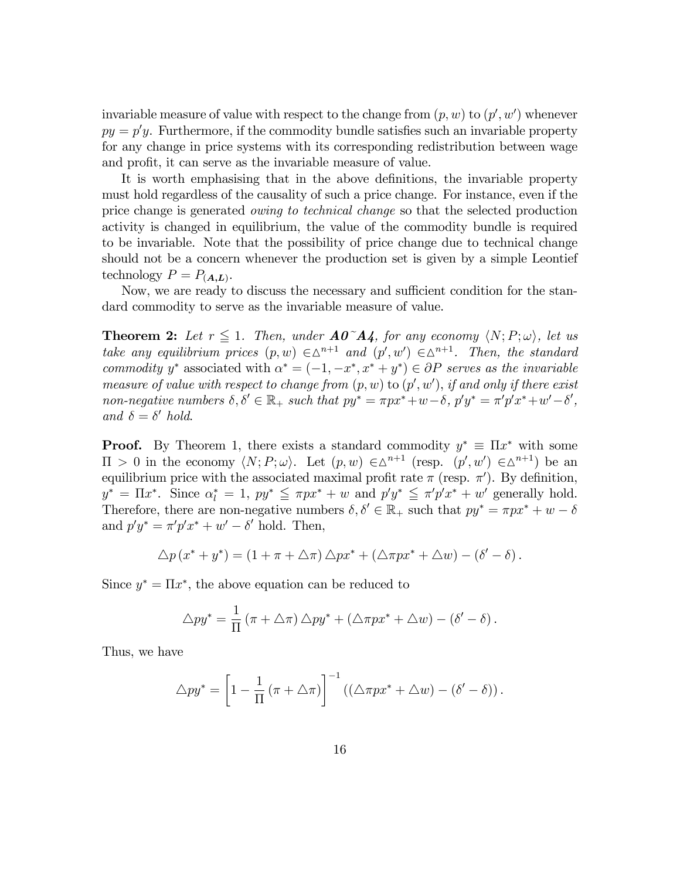invariable measure of value with respect to the change from $(p, w)$ to $(p', w')$ whenever $py = p'y$. Furthermore, if the commodity bundle satisfies such an invariable property for any change in price systems with its corresponding redistribution between wage and profit, it can serve as the invariable measure of value.

It is worth emphasising that in the above definitions, the invariable property must hold regardless of the causality of such a price change. For instance, even if the price change is generated *owing to technical change* so that the selected production activity is changed in equilibrium, the value of the commodity bundle is required to be invariable. Note that the possibility of price change due to technical change should not be a concern whenever the production set is given by a simple Leontief technology $P = P_{(\boldsymbol{A},\boldsymbol{L})}$.

Now, we are ready to discuss the necessary and sufficient condition for the standard commodity to serve as the invariable measure of value.

**Theorem 2:** *Let $r \leqq 1$. Then, under **A0˜A4**, for any economy $\langle N; P; \omega \rangle$, let us take any equilibrium prices $(p, w) \in \triangle^{n+1}$ and $(p', w') \in \triangle^{n+1}$. Then, the standard commodity $y^*$* associated with *$\alpha^* = (-1, -x^*, x^* + y^*) \in \partial P$ serves as the invariable measure of value with respect to change from* $(p, w)$ to $(p', w')$, *if and only if there exist non-negative numbers $\delta, \delta' \in \mathbb{R}_+$ such that $py^* = \pi p x^* + w - \delta$, $p'y^* = \pi' p' x^* + w' - \delta'$, and $\delta = \delta'$ hold.*

**Proof.** By Theorem 1, there exists a standard commodity $y^* \equiv \Pi x^*$ with some $\Pi > 0$ in the economy $\langle N; P; \omega \rangle$. Let $(p, w) \in \triangle^{n+1}$ (resp. $(p', w') \in \triangle^{n+1}$) be an equilibrium price with the associated maximal profit rate $\pi$ (resp. $\pi'$). By definition, $y^* = \Pi x^*$. Since $\alpha_l^* = 1$, $py^* \leqq \pi p x^* + w$ and $p'y^* \leqq \pi' p' x^* + w'$ generally hold. Therefore, there are non-negative numbers $\delta, \delta' \in \mathbb{R}_+$ such that $py^* = \pi p x^* + w - \delta$ and $p'y^* = \pi' p' x^* + w' - \delta'$ hold. Then,

$$\triangle p \left( x^* + y^* \right) = \left( 1 + \pi + \triangle \pi \right) \triangle p x^* + \left( \triangle \pi p x^* + \triangle w \right) - \left( \delta' - \delta \right).$$

Since $y^* = \Pi x^*$, the above equation can be reduced to

$$\triangle p y^* = \frac{1}{\Pi} \left( \pi + \triangle \pi \right) \triangle p y^* + \left( \triangle \pi p x^* + \triangle w \right) - \left( \delta' - \delta \right).$$

Thus, we have

$$\triangle p y^* = \left[ 1 - \frac{1}{\Pi} \left( \pi + \triangle \pi \right) \right]^{-1} \left( \left( \triangle \pi p x^* + \triangle w \right) - \left( \delta' - \delta \right) \right).$$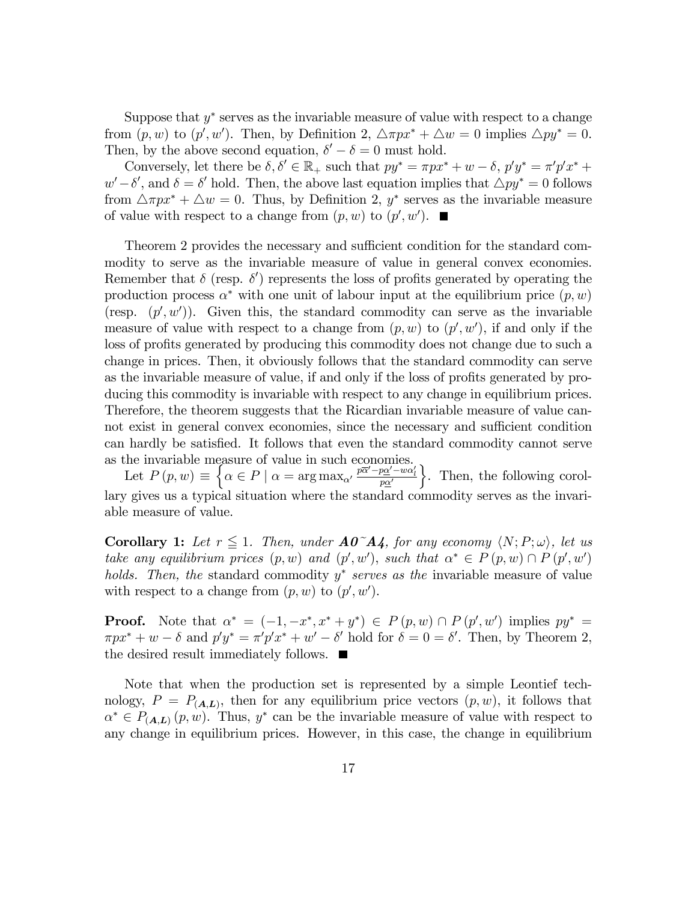Suppose that $y^*$ serves as the invariable measure of value with respect to a change from $(p, w)$ to $(p', w')$. Then, by Definition 2, $\triangle \pi p x^* + \triangle w = 0$ implies $\triangle p y^* = 0$. Then, by the above second equation, $\delta' - \delta = 0$ must hold.

Conversely, let there be $\delta, \delta' \in \mathbb{R}_+$ such that $py^* = \pi p x^* + w - \delta$, $p'y^* = \pi' p' x^* + w' - \delta'$, and $\delta = \delta'$ hold. Then, the above last equation implies that $\triangle p y^* = 0$ follows from $\triangle \pi p x^* + \triangle w = 0$. Thus, by Definition 2, $y^*$ serves as the invariable measure of value with respect to a change from $(p, w)$ to $(p', w')$. ■

Theorem 2 provides the necessary and sufficient condition for the standard commodity to serve as the invariable measure of value in general convex economies. Remember that $\delta$ (resp. $\delta'$) represents the loss of profits generated by operating the production process $\alpha^*$ with one unit of labour input at the equilibrium price $(p, w)$ (resp. $(p', w')$). Given this, the standard commodity can serve as the invariable measure of value with respect to a change from $(p, w)$ to $(p', w')$, if and only if the loss of profits generated by producing this commodity does not change due to such a change in prices. Then, it obviously follows that the standard commodity can serve as the invariable measure of value, if and only if the loss of profits generated by producing this commodity is invariable with respect to any change in equilibrium prices. Therefore, the theorem suggests that the Ricardian invariable measure of value cannot exist in general convex economies, since the necessary and sufficient condition can hardly be satisfied. It follows that even the standard commodity cannot serve as the invariable measure of value in such economies.

Let $P(p, w) \equiv \left\{ \alpha \in P \mid \alpha = \arg\max_{\alpha'} \frac{p\overline{\alpha}' - p\underline{\alpha}' - w\alpha_l'}{p\underline{\alpha}'} \right\}$. Then, the following corollary gives us a typical situation where the standard commodity serves as the invariable measure of value.

**Corollary 1:** *Let $r \leqq 1$. Then, under **A0~A4**, for any economy $\langle N; P; \omega \rangle$, let us take any equilibrium prices $(p, w)$ and $(p', w')$, such that $\alpha^* \in P(p, w) \cap P(p', w')$ holds. Then, the* standard commodity *$y^*$ serves as the* invariable measure of value *with respect to a change from $(p, w)$ to $(p', w')$.*

**Proof.** Note that $\alpha^* = (-1, -x^*, x^* + y^*) \in P(p, w) \cap P(p', w')$ implies $py^* = \pi p x^* + w - \delta$ and $p'y^* = \pi' p' x^* + w' - \delta'$ hold for $\delta = 0 = \delta'$. Then, by Theorem 2, the desired result immediately follows. ■

Note that when the production set is represented by a simple Leontief technology, $P = P_{(\boldsymbol{A}, \boldsymbol{L})}$, then for any equilibrium price vectors $(p, w)$, it follows that $\alpha^* \in P_{(\boldsymbol{A}, \boldsymbol{L})}(p, w)$. Thus, $y^*$ can be the invariable measure of value with respect to any change in equilibrium prices. However, in this case, the change in equilibrium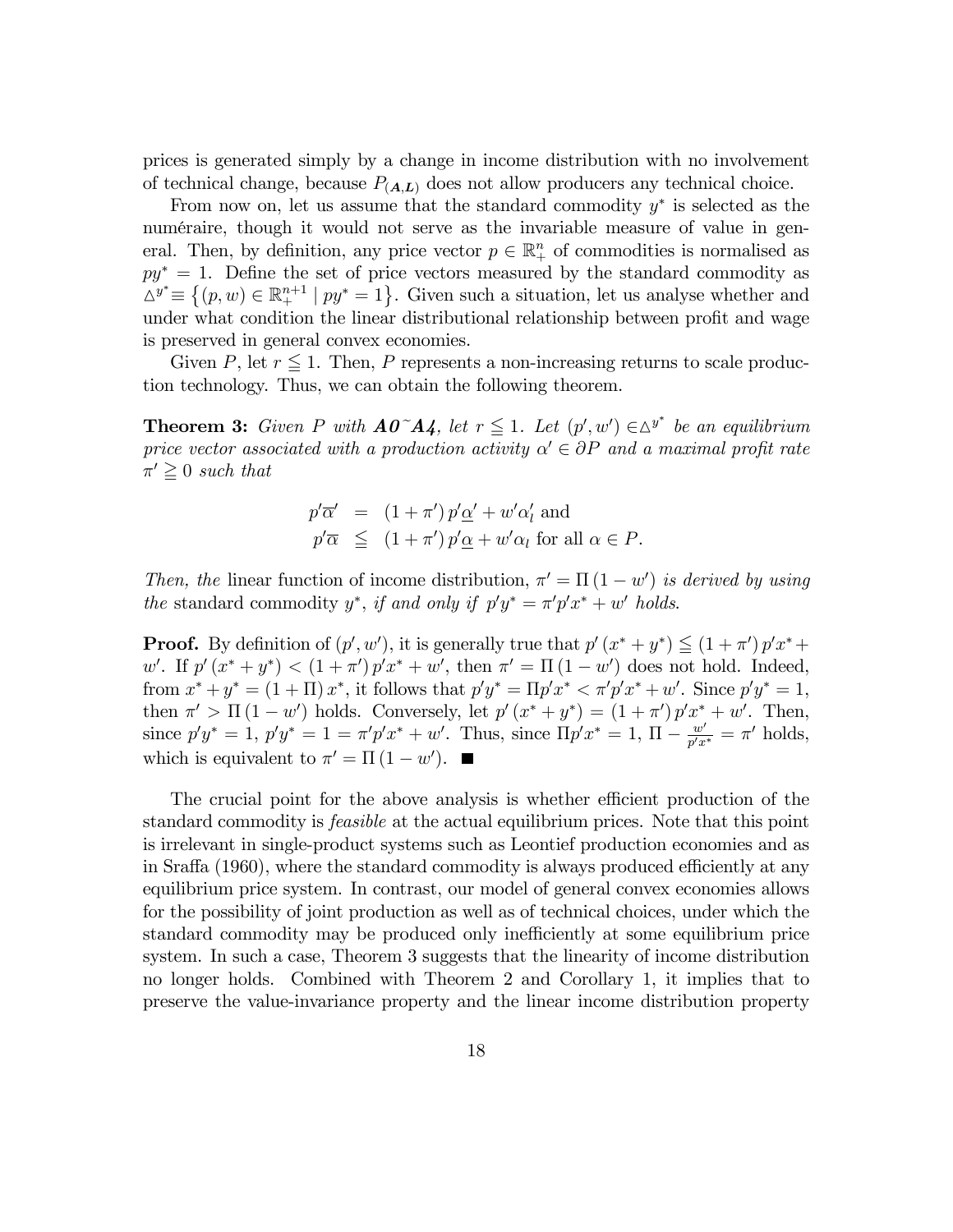prices is generated simply by a change in income distribution with no involvement of technical change, because $P_{(\boldsymbol{A},\boldsymbol{L})}$ does not allow producers any technical choice.

From now on, let us assume that the standard commodity $y^*$ is selected as the numéraire, though it would not serve as the invariable measure of value in general. Then, by definition, any price vector $p \in \mathbb{R}^n_+$ of commodities is normalised as $py^* = 1$. Define the set of price vectors measured by the standard commodity as $\triangle^{y^*} \equiv \left\{(p, w) \in \mathbb{R}^{n+1}_+ \mid py^* = 1\right\}$. Given such a situation, let us analyse whether and under what condition the linear distributional relationship between profit and wage is preserved in general convex economies.

Given $P$, let $r \leqq 1$. Then, $P$ represents a non-increasing returns to scale production technology. Thus, we can obtain the following theorem.

**Theorem 3:** *Given $P$ with* ***A0~A4****, let $r \leqq 1$. Let $(p', w') \in \triangle^{y^*}$ be an equilibrium price vector associated with a production activity $\alpha' \in \partial P$ and a maximal profit rate $\pi' \geqq 0$ such that*

$$
\begin{aligned}
p'\overline{\alpha}' &= (1 + \pi')\, p'\underline{\alpha}' + w'\alpha'_l \text{ and} \\
p'\overline{\alpha} &\leqq (1 + \pi')\, p'\underline{\alpha} + w'\alpha_l \text{ for all } \alpha \in P.
\end{aligned}
$$

*Then, the* linear function of income distribution, $\pi' = \Pi (1 - w')$ *is derived by using the* standard commodity $y^*$, *if and only if $p'y^* = \pi' p'x^* + w'$ holds.*

**Proof.** By definition of $(p', w')$, it is generally true that $p'(x^* + y^*) \leqq (1 + \pi')\, p'x^* + w'$. If $p'(x^* + y^*) < (1 + \pi')\, p'x^* + w'$, then $\pi' = \Pi (1 - w')$ does not hold. Indeed, from $x^* + y^* = (1 + \Pi)\, x^*$, it follows that $p'y^* = \Pi p'x^* < \pi' p'x^* + w'$. Since $p'y^* = 1$, then $\pi' > \Pi (1 - w')$ holds. Conversely, let $p'(x^* + y^*) = (1 + \pi')\, p'x^* + w'$. Then, since $p'y^* = 1$, $p'y^* = 1 = \pi' p'x^* + w'$. Thus, since $\Pi p'x^* = 1$, $\Pi - \frac{w'}{p'x^*} = \pi'$ holds, which is equivalent to $\pi' = \Pi (1 - w')$. ■

The crucial point for the above analysis is whether efficient production of the standard commodity is *feasible* at the actual equilibrium prices. Note that this point is irrelevant in single-product systems such as Leontief production economies and as in Sraffa (1960), where the standard commodity is always produced efficiently at any equilibrium price system. In contrast, our model of general convex economies allows for the possibility of joint production as well as of technical choices, under which the standard commodity may be produced only inefficiently at some equilibrium price system. In such a case, Theorem 3 suggests that the linearity of income distribution no longer holds. Combined with Theorem 2 and Corollary 1, it implies that to preserve the value-invariance property and the linear income distribution property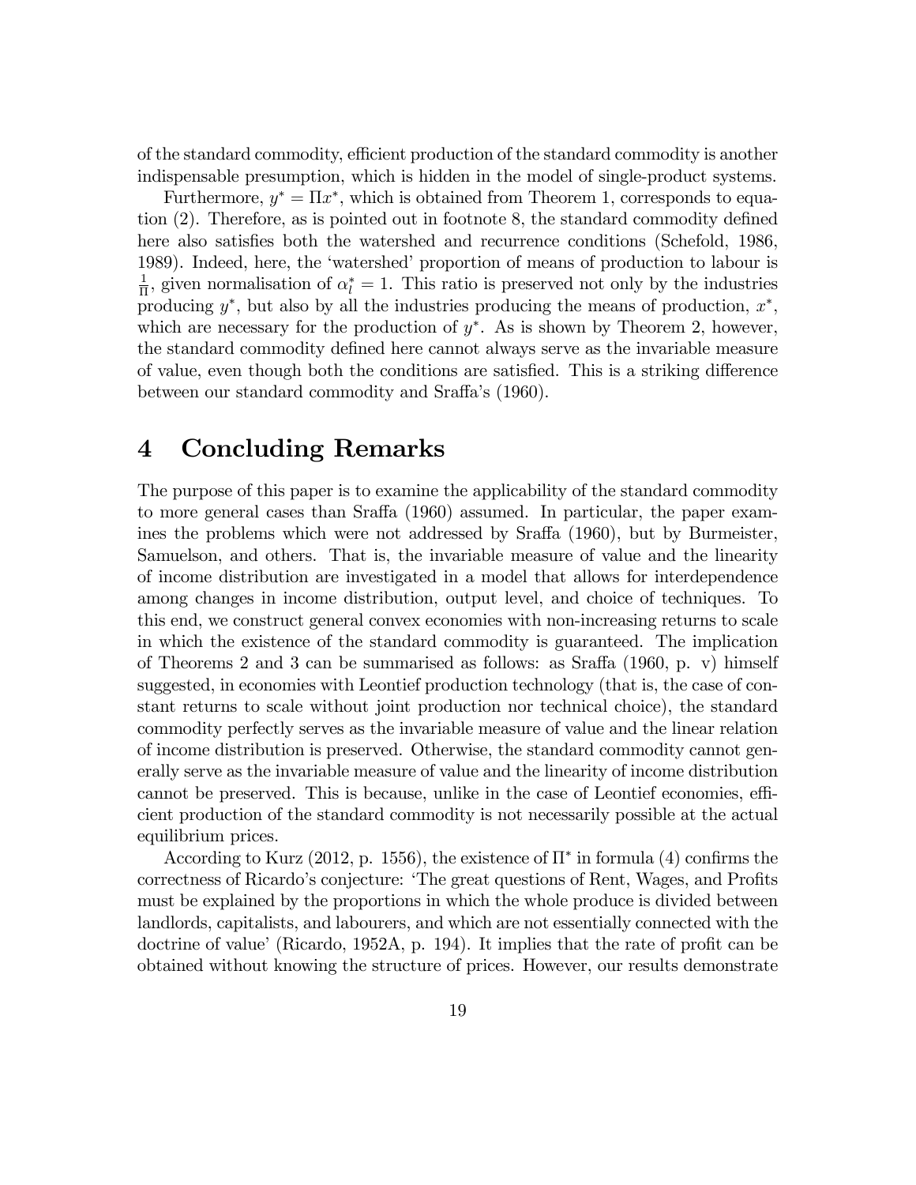of the standard commodity, efficient production of the standard commodity is another indispensable presumption, which is hidden in the model of single-product systems.

Furthermore, $y^* = \Pi x^*$, which is obtained from Theorem 1, corresponds to equation (2). Therefore, as is pointed out in footnote 8, the standard commodity defined here also satisfies both the watershed and recurrence conditions (Schefold, 1986, 1989). Indeed, here, the 'watershed' proportion of means of production to labour is $\frac{1}{\Pi}$, given normalisation of $\alpha_l^* = 1$. This ratio is preserved not only by the industries producing $y^*$, but also by all the industries producing the means of production, $x^*$, which are necessary for the production of $y^*$. As is shown by Theorem 2, however, the standard commodity defined here cannot always serve as the invariable measure of value, even though both the conditions are satisfied. This is a striking difference between our standard commodity and Sraffa's (1960).

# 4 Concluding Remarks

The purpose of this paper is to examine the applicability of the standard commodity to more general cases than Sraffa (1960) assumed. In particular, the paper examines the problems which were not addressed by Sraffa (1960), but by Burmeister, Samuelson, and others. That is, the invariable measure of value and the linearity of income distribution are investigated in a model that allows for interdependence among changes in income distribution, output level, and choice of techniques. To this end, we construct general convex economies with non-increasing returns to scale in which the existence of the standard commodity is guaranteed. The implication of Theorems 2 and 3 can be summarised as follows: as Sraffa (1960, p. v) himself suggested, in economies with Leontief production technology (that is, the case of constant returns to scale without joint production nor technical choice), the standard commodity perfectly serves as the invariable measure of value and the linear relation of income distribution is preserved. Otherwise, the standard commodity cannot generally serve as the invariable measure of value and the linearity of income distribution cannot be preserved. This is because, unlike in the case of Leontief economies, efficient production of the standard commodity is not necessarily possible at the actual equilibrium prices.

According to Kurz (2012, p. 1556), the existence of $\Pi^*$ in formula (4) confirms the correctness of Ricardo's conjecture: 'The great questions of Rent, Wages, and Profits must be explained by the proportions in which the whole produce is divided between landlords, capitalists, and labourers, and which are not essentially connected with the doctrine of value' (Ricardo, 1952A, p. 194). It implies that the rate of profit can be obtained without knowing the structure of prices. However, our results demonstrate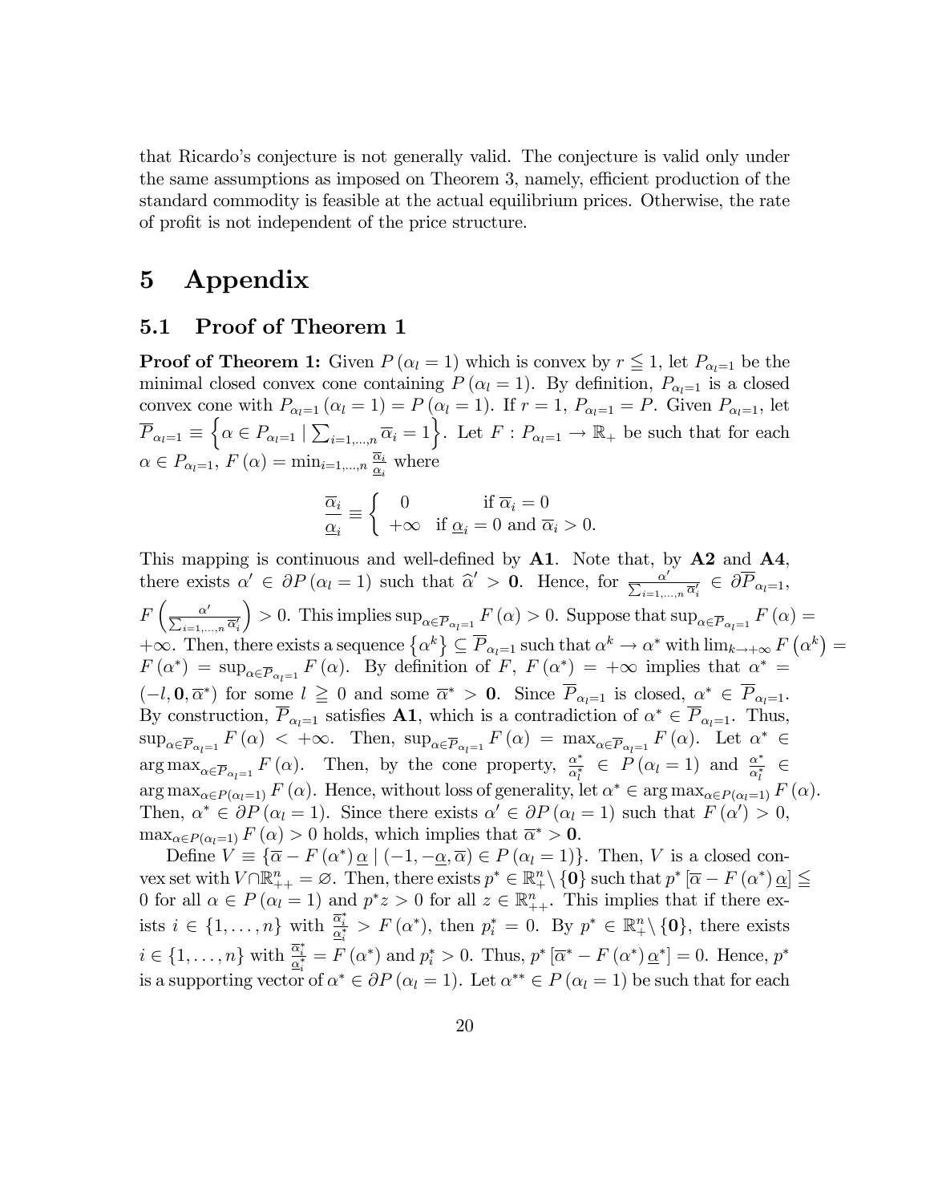that Ricardo's conjecture is not generally valid. The conjecture is valid only under the same assumptions as imposed on Theorem 3, namely, efficient production of the standard commodity is feasible at the actual equilibrium prices. Otherwise, the rate of profit is not independent of the price structure.

# 5 Appendix

## 5.1 Proof of Theorem 1

**Proof of Theorem 1:** Given $P(\alpha_l = 1)$ which is convex by $r \leqq 1$, let $P_{\alpha_l=1}$ be the minimal closed convex cone containing $P(\alpha_l = 1)$. By definition, $P_{\alpha_l=1}$ is a closed convex cone with $P_{\alpha_l=1}(\alpha_l = 1) = P(\alpha_l = 1)$. If $r = 1$, $P_{\alpha_l=1} = P$. Given $P_{\alpha_l=1}$, let $\overline{P}_{\alpha_l=1} \equiv \left\{\alpha \in P_{\alpha_l=1} \mid \sum_{i=1,\ldots,n} \overline{\alpha}_i = 1\right\}$. Let $F : P_{\alpha_l=1} \to \mathbb{R}_+$ be such that for each $\alpha \in P_{\alpha_l=1}$, $F(\alpha) = \min_{i=1,\ldots,n} \frac{\overline{\alpha}_i}{\underline{\alpha}_i}$ where

$$\frac{\overline{\alpha}_i}{\underline{\alpha}_i} \equiv \left\{ \begin{array}{ll} 0 & \text{if } \overline{\alpha}_i = 0 \\ +\infty & \text{if } \underline{\alpha}_i = 0 \text{ and } \overline{\alpha}_i > 0. \end{array} \right.$$

This mapping is continuous and well-defined by **A1**. Note that, by **A2** and **A4**, there exists $\alpha' \in \partial P(\alpha_l = 1)$ such that $\widehat{\alpha}' > \mathbf{0}$. Hence, for $\frac{\alpha'}{\sum_{i=1,\ldots,n} \overline{\alpha}'_i} \in \partial \overline{P}_{\alpha_l=1}$, $F\left(\frac{\alpha'}{\sum_{i=1,\ldots,n} \overline{\alpha}'_i}\right) > 0$. This implies $\sup_{\alpha \in \overline{P}_{\alpha_l=1}} F(\alpha) > 0$. Suppose that $\sup_{\alpha \in \overline{P}_{\alpha_l=1}} F(\alpha) = +\infty$. Then, there exists a sequence $\left\{\alpha^k\right\} \subseteq \overline{P}_{\alpha_l=1}$ such that $\alpha^k \to \alpha^*$ with $\lim_{k \to +\infty} F\left(\alpha^k\right) = F(\alpha^*) = \sup_{\alpha \in \overline{P}_{\alpha_l=1}} F(\alpha)$. By definition of $F$, $F(\alpha^*) = +\infty$ implies that $\alpha^* = (-l, \mathbf{0}, \overline{\alpha}^*)$ for some $l \geqq 0$ and some $\overline{\alpha}^* > \mathbf{0}$. Since $\overline{P}_{\alpha_l=1}$ is closed, $\alpha^* \in \overline{P}_{\alpha_l=1}$. By construction, $\overline{P}_{\alpha_l=1}$ satisfies **A1**, which is a contradiction of $\alpha^* \in \overline{P}_{\alpha_l=1}$. Thus, $\sup_{\alpha \in \overline{P}_{\alpha_l=1}} F(\alpha) < +\infty$. Then, $\sup_{\alpha \in \overline{P}_{\alpha_l=1}} F(\alpha) = \max_{\alpha \in \overline{P}_{\alpha_l=1}} F(\alpha)$. Let $\alpha^* \in \arg\max_{\alpha \in \overline{P}_{\alpha_l=1}} F(\alpha)$. Then, by the cone property, $\frac{\alpha^*}{\alpha_l^*} \in P(\alpha_l = 1)$ and $\frac{\alpha^*}{\alpha_l^*} \in \arg\max_{\alpha \in P(\alpha_l=1)} F(\alpha)$. Hence, without loss of generality, let $\alpha^* \in \arg\max_{\alpha \in P(\alpha_l=1)} F(\alpha)$. Then, $\alpha^* \in \partial P(\alpha_l = 1)$. Since there exists $\alpha' \in \partial P(\alpha_l = 1)$ such that $F(\alpha') > 0$, $\max_{\alpha \in P(\alpha_l=1)} F(\alpha) > 0$ holds, which implies that $\overline{\alpha}^* > \mathbf{0}$.

Define $V \equiv \{\overline{\alpha} - F(\alpha^*) \underline{\alpha} \mid (-1, -\underline{\alpha}, \overline{\alpha}) \in P(\alpha_l = 1)\}$. Then, $V$ is a closed convex set with $V \cap \mathbb{R}^n_{++} = \varnothing$. Then, there exists $p^* \in \mathbb{R}^n_+ \setminus \{\mathbf{0}\}$ such that $p^*[\overline{\alpha} - F(\alpha^*) \underline{\alpha}] \leqq 0$ for all $\alpha \in P(\alpha_l = 1)$ and $p^* z > 0$ for all $z \in \mathbb{R}^n_{++}$. This implies that if there exists $i \in \{1, \ldots, n\}$ with $\frac{\overline{\alpha}_i^*}{\underline{\alpha}_i^*} > F(\alpha^*)$, then $p_i^* = 0$. By $p^* \in \mathbb{R}^n_+ \setminus \{\mathbf{0}\}$, there exists $i \in \{1, \ldots, n\}$ with $\frac{\overline{\alpha}_i^*}{\underline{\alpha}_i^*} = F(\alpha^*)$ and $p_i^* > 0$. Thus, $p^*[\overline{\alpha}^* - F(\alpha^*) \underline{\alpha}^*] = 0$. Hence, $p^*$ is a supporting vector of $\alpha^* \in \partial P(\alpha_l = 1)$. Let $\alpha^{**} \in P(\alpha_l = 1)$ be such that for each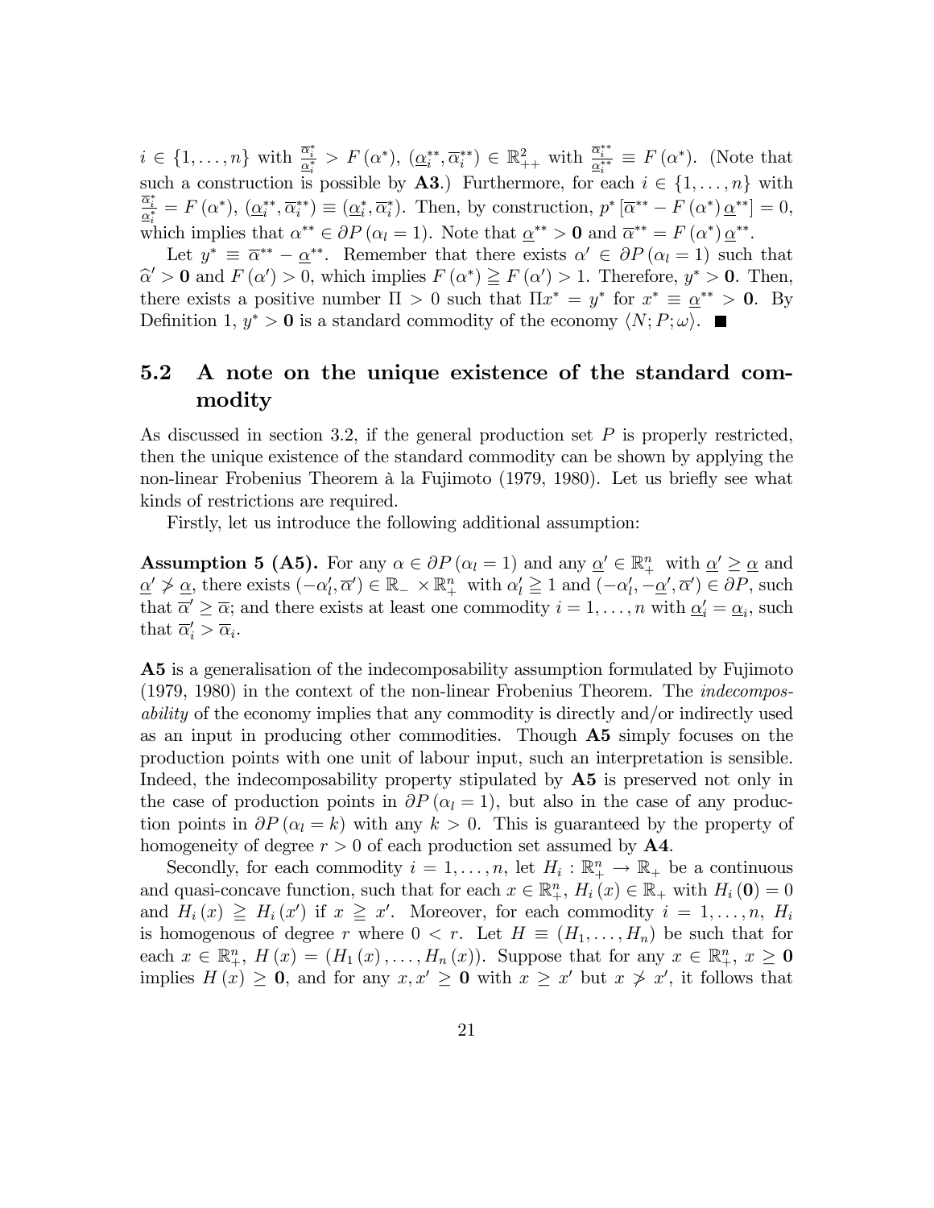$i \in \{1, \ldots, n\}$ with $\frac{\overline{\alpha}_i^*}{\underline{\alpha}_i^*} > F(\alpha^*)$, $(\underline{\alpha}_i^{**}, \overline{\alpha}_i^{**}) \in \mathbb{R}_{++}^2$ with $\frac{\overline{\alpha}_i^{**}}{\underline{\alpha}_i^{**}} \equiv F(\alpha^*)$. (Note that such a construction is possible by **A3**.) Furthermore, for each $i \in \{1, \ldots, n\}$ with $\frac{\overline{\alpha}_i^*}{\underline{\alpha}_i^*} = F(\alpha^*)$, $(\underline{\alpha}_i^{**}, \overline{\alpha}_i^{**}) \equiv (\underline{\alpha}_i^*, \overline{\alpha}_i^*)$. Then, by construction, $p^* [\overline{\alpha}^{**} - F(\alpha^*) \underline{\alpha}^{**}] = 0$, which implies that $\alpha^{**} \in \partial P(\alpha_l = 1)$. Note that $\underline{\alpha}^{**} > \mathbf{0}$ and $\overline{\alpha}^{**} = F(\alpha^*) \underline{\alpha}^{**}$.

Let $y^* \equiv \overline{\alpha}^{**} - \underline{\alpha}^{**}$. Remember that there exists $\alpha' \in \partial P(\alpha_l = 1)$ such that $\widehat{\alpha}' > \mathbf{0}$ and $F(\alpha') > 0$, which implies $F(\alpha^*) \geqq F(\alpha') > 1$. Therefore, $y^* > \mathbf{0}$. Then, there exists a positive number $\Pi > 0$ such that $\Pi x^* = y^*$ for $x^* \equiv \underline{\alpha}^{**} > \mathbf{0}$. By Definition 1, $y^* > \mathbf{0}$ is a standard commodity of the economy $\langle N; P; \omega \rangle$. ■

## 5.2 A note on the unique existence of the standard commodity

As discussed in section 3.2, if the general production set $P$ is properly restricted, then the unique existence of the standard commodity can be shown by applying the non-linear Frobenius Theorem à la Fujimoto (1979, 1980). Let us briefly see what kinds of restrictions are required.

Firstly, let us introduce the following additional assumption:

**Assumption 5 (A5).** For any $\alpha \in \partial P(\alpha_l = 1)$ and any $\underline{\alpha}' \in \mathbb{R}_+^n$ with $\underline{\alpha}' \geq \underline{\alpha}$ and $\underline{\alpha}' \not> \underline{\alpha}$, there exists $(-\alpha_l', \overline{\alpha}') \in \mathbb{R}_- \times \mathbb{R}_+^n$ with $\alpha_l' \geqq 1$ and $(-\alpha_l', -\underline{\alpha}', \overline{\alpha}') \in \partial P$, such that $\overline{\alpha}' \geq \overline{\alpha}$; and there exists at least one commodity $i = 1, \ldots, n$ with $\underline{\alpha}_i' = \underline{\alpha}_i$, such that $\overline{\alpha}_i' > \overline{\alpha}_i$.

**A5** is a generalisation of the indecomposability assumption formulated by Fujimoto (1979, 1980) in the context of the non-linear Frobenius Theorem. The *indecomposability* of the economy implies that any commodity is directly and/or indirectly used as an input in producing other commodities. Though **A5** simply focuses on the production points with one unit of labour input, such an interpretation is sensible. Indeed, the indecomposability property stipulated by **A5** is preserved not only in the case of production points in $\partial P(\alpha_l = 1)$, but also in the case of any production points in $\partial P(\alpha_l = k)$ with any $k > 0$. This is guaranteed by the property of homogeneity of degree $r > 0$ of each production set assumed by **A4**.

Secondly, for each commodity $i = 1, \ldots, n$, let $H_i : \mathbb{R}_+^n \to \mathbb{R}_+$ be a continuous and quasi-concave function, such that for each $x \in \mathbb{R}_+^n$, $H_i(x) \in \mathbb{R}_+$ with $H_i(\mathbf{0}) = 0$ and $H_i(x) \geqq H_i(x')$ if $x \geqq x'$. Moreover, for each commodity $i = 1, \ldots, n$, $H_i$ is homogenous of degree $r$ where $0 < r$. Let $H \equiv (H_1, \ldots, H_n)$ be such that for each $x \in \mathbb{R}_+^n$, $H(x) = (H_1(x), \ldots, H_n(x))$. Suppose that for any $x \in \mathbb{R}_+^n$, $x \geq \mathbf{0}$ implies $H(x) \geq \mathbf{0}$, and for any $x, x' \geq \mathbf{0}$ with $x \geq x'$ but $x \not> x'$, it follows that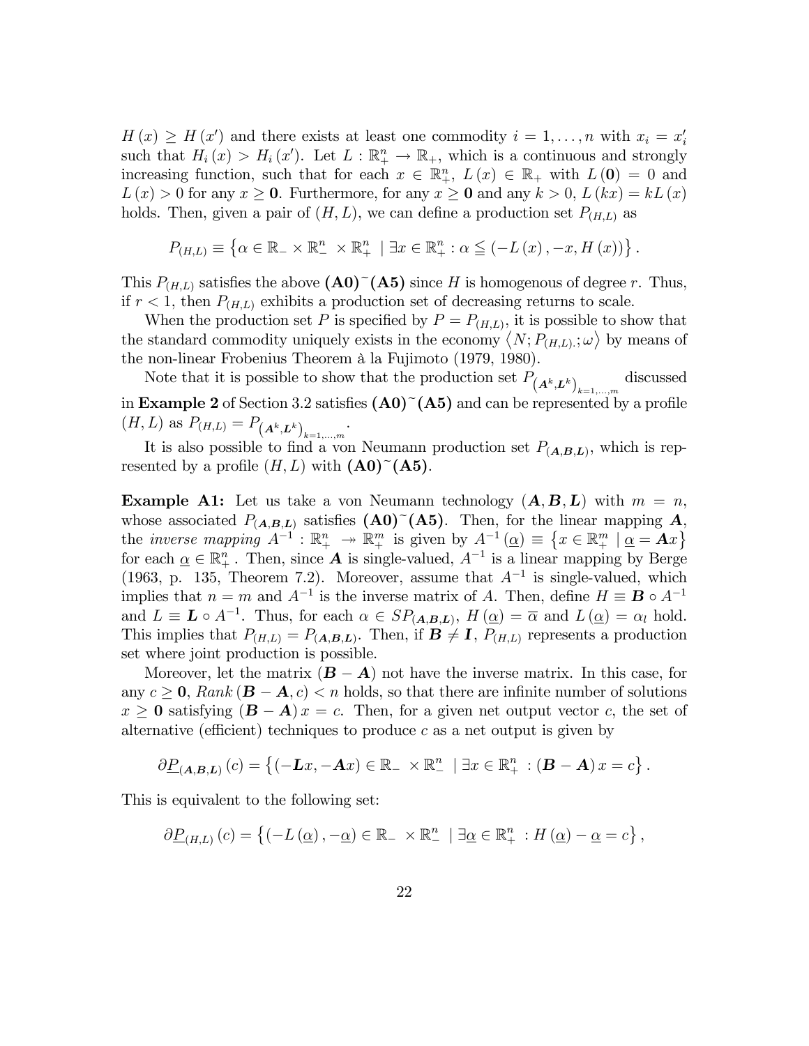$H(x) \geq H(x')$ and there exists at least one commodity $i = 1, \ldots, n$ with $x_i = x'_i$ such that $H_i(x) > H_i(x')$. Let $L : \mathbb{R}^n_+ \to \mathbb{R}_+$, which is a continuous and strongly increasing function, such that for each $x \in \mathbb{R}^n_+$, $L(x) \in \mathbb{R}_+$ with $L(\mathbf{0}) = 0$ and $L(x) > 0$ for any $x \geq \mathbf{0}$. Furthermore, for any $x \geq \mathbf{0}$ and any $k > 0$, $L(kx) = kL(x)$ holds. Then, given a pair of $(H, L)$, we can define a production set $P_{(H,L)}$ as

$$P_{(H,L)} \equiv \left\{ \alpha \in \mathbb{R}_- \times \mathbb{R}^n_- \times \mathbb{R}^n_+ \mid \exists x \in \mathbb{R}^n_+ : \alpha \leqq (-L(x), -x, H(x)) \right\}.$$

This $P_{(H,L)}$ satisfies the above **(A0)~(A5)** since $H$ is homogenous of degree $r$. Thus, if $r < 1$, then $P_{(H,L)}$ exhibits a production set of decreasing returns to scale.

When the production set $P$ is specified by $P = P_{(H,L)}$, it is possible to show that the standard commodity uniquely exists in the economy $\left\langle N; P_{(H,L).}; \omega \right\rangle$ by means of the non-linear Frobenius Theorem à la Fujimoto (1979, 1980).

Note that it is possible to show that the production set $P_{\left(\boldsymbol{A}^k, \boldsymbol{L}^k\right)_{k=1,\ldots,m}}$ discussed in **Example 2** of Section 3.2 satisfies **(A0)~(A5)** and can be represented by a profile $(H, L)$ as $P_{(H,L)} = P_{\left(\boldsymbol{A}^k, \boldsymbol{L}^k\right)_{k=1,\ldots,m}}$.

It is also possible to find a von Neumann production set $P_{(\boldsymbol{A},\boldsymbol{B},\boldsymbol{L})}$, which is represented by a profile $(H, L)$ with **(A0)~(A5)**.

**Example A1:** Let us take a von Neumann technology $(\boldsymbol{A}, \boldsymbol{B}, \boldsymbol{L})$ with $m = n$, whose associated $P_{(\boldsymbol{A},\boldsymbol{B},\boldsymbol{L})}$ satisfies **(A0)~(A5)**. Then, for the linear mapping $\boldsymbol{A}$, the *inverse mapping* $A^{-1} : \mathbb{R}^n_+ \twoheadrightarrow \mathbb{R}^m_+$ is given by $A^{-1}(\underline{\alpha}) \equiv \left\{ x \in \mathbb{R}^m_+ \mid \underline{\alpha} = \boldsymbol{A}x \right\}$ for each $\underline{\alpha} \in \mathbb{R}^n_+$. Then, since $\boldsymbol{A}$ is single-valued, $A^{-1}$ is a linear mapping by Berge (1963, p. 135, Theorem 7.2). Moreover, assume that $A^{-1}$ is single-valued, which implies that $n = m$ and $A^{-1}$ is the inverse matrix of $A$. Then, define $H \equiv \boldsymbol{B} \circ A^{-1}$ and $L \equiv \boldsymbol{L} \circ A^{-1}$. Thus, for each $\alpha \in SP_{(\boldsymbol{A},\boldsymbol{B},\boldsymbol{L})}$, $H(\underline{\alpha}) = \overline{\alpha}$ and $L(\underline{\alpha}) = \alpha_l$ hold. This implies that $P_{(H,L)} = P_{(\boldsymbol{A},\boldsymbol{B},\boldsymbol{L})}$. Then, if $\boldsymbol{B} \neq \boldsymbol{I}$, $P_{(H,L)}$ represents a production set where joint production is possible.

Moreover, let the matrix $(\boldsymbol{B} - \boldsymbol{A})$ not have the inverse matrix. In this case, for any $c \geq \mathbf{0}$, $Rank(\boldsymbol{B} - \boldsymbol{A}, c) < n$ holds, so that there are infinite number of solutions $x \geq \mathbf{0}$ satisfying $(\boldsymbol{B} - \boldsymbol{A})x = c$. Then, for a given net output vector $c$, the set of alternative (efficient) techniques to produce $c$ as a net output is given by

$$\partial \underline{P}_{(\boldsymbol{A},\boldsymbol{B},\boldsymbol{L})}(c) = \left\{ (-\boldsymbol{L}x, -\boldsymbol{A}x) \in \mathbb{R}_- \times \mathbb{R}^n_- \mid \exists x \in \mathbb{R}^n_+ : (\boldsymbol{B} - \boldsymbol{A})x = c \right\}.$$

This is equivalent to the following set:

$$\partial \underline{P}_{(H,L)}(c) = \left\{ (-L(\underline{\alpha}), -\underline{\alpha}) \in \mathbb{R}_- \times \mathbb{R}^n_- \mid \exists \underline{\alpha} \in \mathbb{R}^n_+ : H(\underline{\alpha}) - \underline{\alpha} = c \right\},$$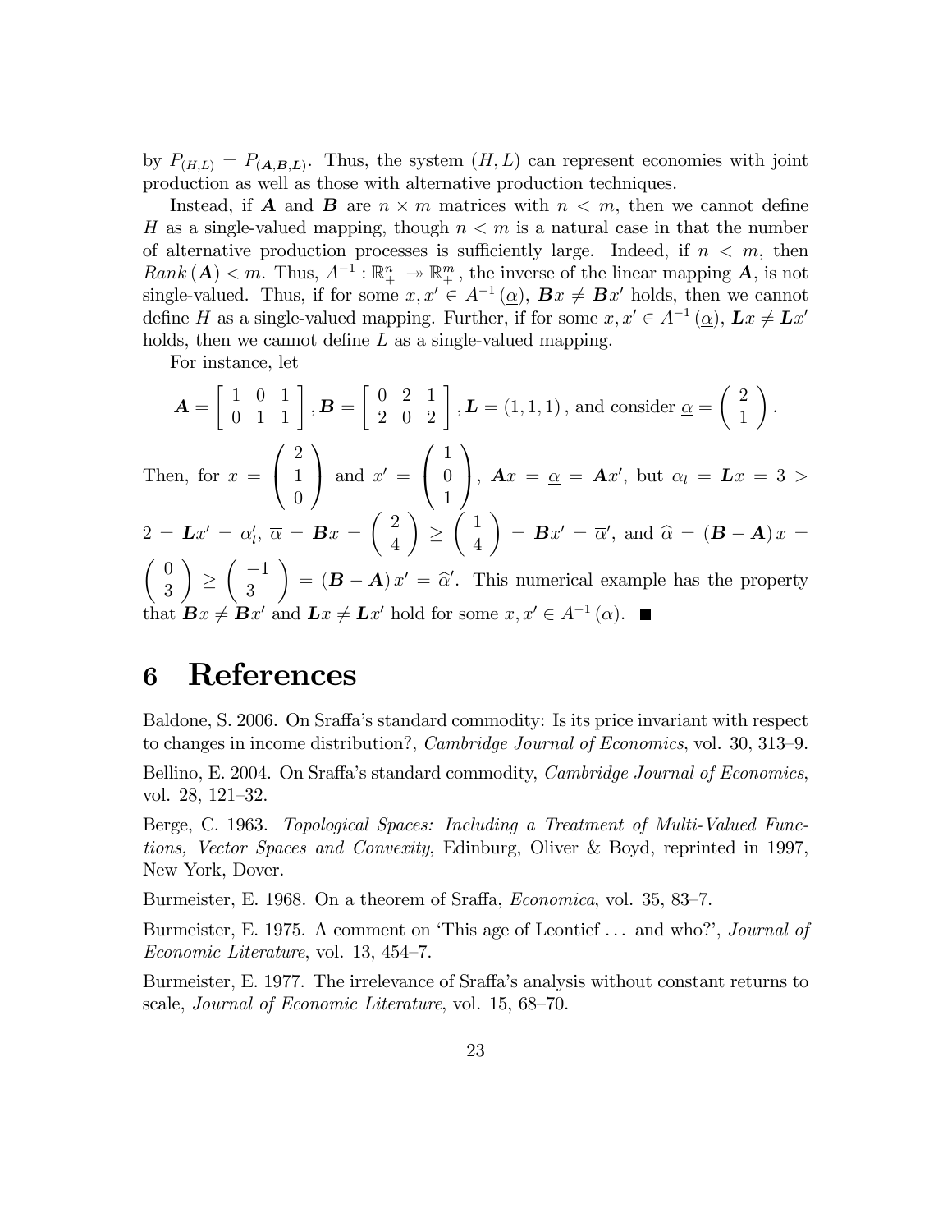by $P_{(H,L)} = P_{(\boldsymbol{A},\boldsymbol{B},\boldsymbol{L})}$. Thus, the system $(H, L)$ can represent economies with joint production as well as those with alternative production techniques.

Instead, if $\boldsymbol{A}$ and $\boldsymbol{B}$ are $n \times m$ matrices with $n < m$, then we cannot define $H$ as a single-valued mapping, though $n < m$ is a natural case in that the number of alternative production processes is sufficiently large. Indeed, if $n < m$, then $Rank\,(\boldsymbol{A}) < m$. Thus, $A^{-1} : \mathbb{R}^n_+ \twoheadrightarrow \mathbb{R}^m_+$, the inverse of the linear mapping $\boldsymbol{A}$, is not single-valued. Thus, if for some $x, x' \in A^{-1}(\underline{\alpha})$, $\boldsymbol{B}x \neq \boldsymbol{B}x'$ holds, then we cannot define $H$ as a single-valued mapping. Further, if for some $x, x' \in A^{-1}(\underline{\alpha})$, $\boldsymbol{L}x \neq \boldsymbol{L}x'$ holds, then we cannot define $L$ as a single-valued mapping.

For instance, let

$$\boldsymbol{A} = \begin{bmatrix} 1 & 0 & 1 \\ 0 & 1 & 1 \end{bmatrix}, \boldsymbol{B} = \begin{bmatrix} 0 & 2 & 1 \\ 2 & 0 & 2 \end{bmatrix}, \boldsymbol{L} = (1, 1, 1), \text{ and consider } \underline{\alpha} = \begin{pmatrix} 2 \\ 1 \end{pmatrix}.$$

Then, for $x = \begin{pmatrix} 2 \\ 1 \\ 0 \end{pmatrix}$ and $x' = \begin{pmatrix} 1 \\ 0 \\ 1 \end{pmatrix}$, $\boldsymbol{A}x = \underline{\alpha} = \boldsymbol{A}x'$, but $\alpha_l = \boldsymbol{L}x = 3 > 2 = \boldsymbol{L}x' = \alpha'_l$, $\overline{\alpha} = \boldsymbol{B}x = \begin{pmatrix} 2 \\ 4 \end{pmatrix} \geq \begin{pmatrix} 1 \\ 4 \end{pmatrix} = \boldsymbol{B}x' = \overline{\alpha}'$, and $\widehat{\alpha} = (\boldsymbol{B} - \boldsymbol{A})\,x = \begin{pmatrix} 0 \\ 3 \end{pmatrix} \geq \begin{pmatrix} -1 \\ 3 \end{pmatrix} = (\boldsymbol{B} - \boldsymbol{A})\,x' = \widehat{\alpha}'$. This numerical example has the property that $\boldsymbol{B}x \neq \boldsymbol{B}x'$ and $\boldsymbol{L}x \neq \boldsymbol{L}x'$ hold for some $x, x' \in A^{-1}(\underline{\alpha})$. ■

# 6 References

Baldone, S. 2006. On Sraffa's standard commodity: Is its price invariant with respect to changes in income distribution?, *Cambridge Journal of Economics*, vol. 30, 313–9.

Bellino, E. 2004. On Sraffa's standard commodity, *Cambridge Journal of Economics*, vol. 28, 121–32.

Berge, C. 1963. *Topological Spaces: Including a Treatment of Multi-Valued Functions, Vector Spaces and Convexity*, Edinburg, Oliver & Boyd, reprinted in 1997, New York, Dover.

Burmeister, E. 1968. On a theorem of Sraffa, *Economica*, vol. 35, 83–7.

Burmeister, E. 1975. A comment on 'This age of Leontief ... and who?', *Journal of Economic Literature*, vol. 13, 454–7.

Burmeister, E. 1977. The irrelevance of Sraffa's analysis without constant returns to scale, *Journal of Economic Literature*, vol. 15, 68–70.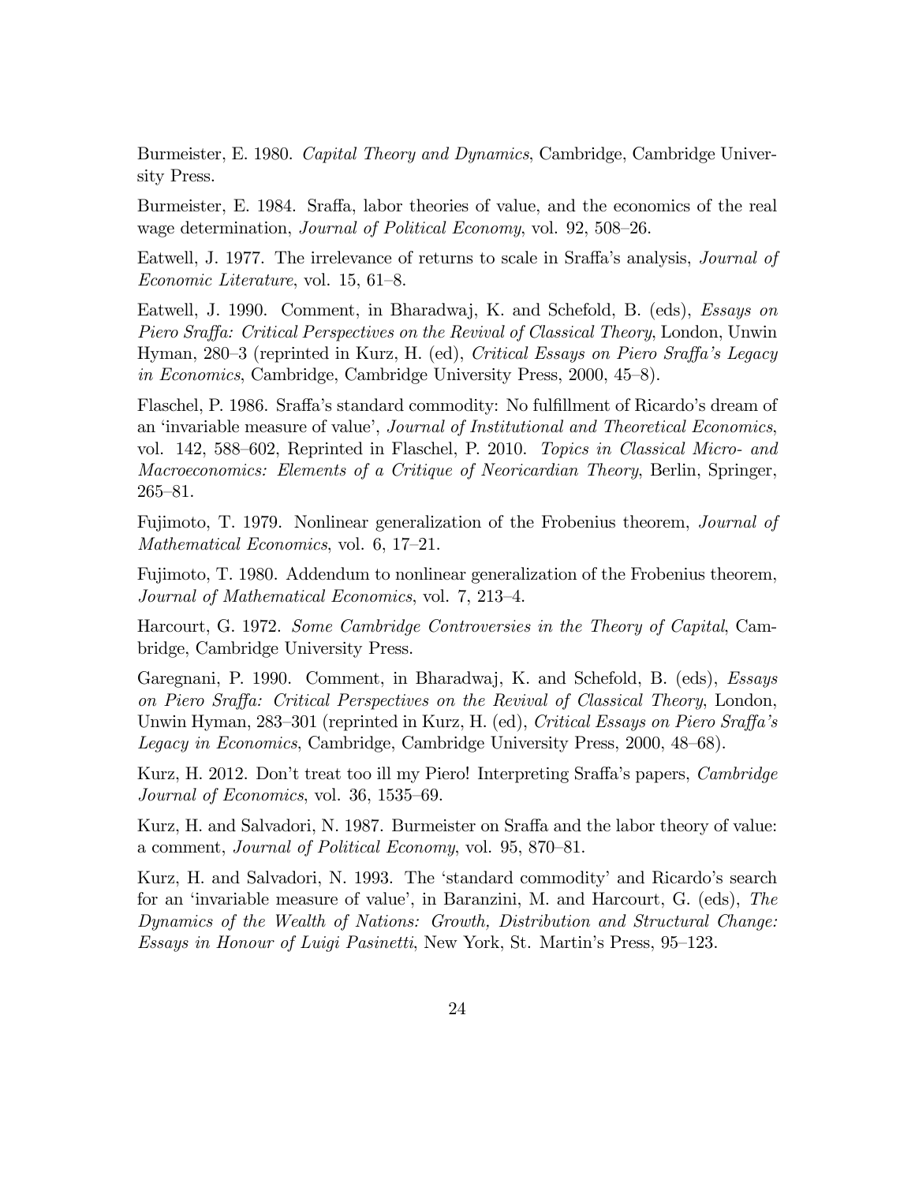Burmeister, E. 1980. *Capital Theory and Dynamics*, Cambridge, Cambridge University Press.

Burmeister, E. 1984. Sraffa, labor theories of value, and the economics of the real wage determination, *Journal of Political Economy*, vol. 92, 508–26.

Eatwell, J. 1977. The irrelevance of returns to scale in Sraffa's analysis, *Journal of Economic Literature*, vol. 15, 61–8.

Eatwell, J. 1990. Comment, in Bharadwaj, K. and Schefold, B. (eds), *Essays on Piero Sraffa: Critical Perspectives on the Revival of Classical Theory*, London, Unwin Hyman, 280–3 (reprinted in Kurz, H. (ed), *Critical Essays on Piero Sraffa's Legacy in Economics*, Cambridge, Cambridge University Press, 2000, 45–8).

Flaschel, P. 1986. Sraffa's standard commodity: No fulfillment of Ricardo's dream of an 'invariable measure of value', *Journal of Institutional and Theoretical Economics*, vol. 142, 588–602, Reprinted in Flaschel, P. 2010. *Topics in Classical Micro- and Macroeconomics: Elements of a Critique of Neoricardian Theory*, Berlin, Springer, 265–81.

Fujimoto, T. 1979. Nonlinear generalization of the Frobenius theorem, *Journal of Mathematical Economics*, vol. 6, 17–21.

Fujimoto, T. 1980. Addendum to nonlinear generalization of the Frobenius theorem, *Journal of Mathematical Economics*, vol. 7, 213–4.

Harcourt, G. 1972. *Some Cambridge Controversies in the Theory of Capital*, Cambridge, Cambridge University Press.

Garegnani, P. 1990. Comment, in Bharadwaj, K. and Schefold, B. (eds), *Essays on Piero Sraffa: Critical Perspectives on the Revival of Classical Theory*, London, Unwin Hyman, 283–301 (reprinted in Kurz, H. (ed), *Critical Essays on Piero Sraffa's Legacy in Economics*, Cambridge, Cambridge University Press, 2000, 48–68).

Kurz, H. 2012. Don't treat too ill my Piero! Interpreting Sraffa's papers, *Cambridge Journal of Economics*, vol. 36, 1535–69.

Kurz, H. and Salvadori, N. 1987. Burmeister on Sraffa and the labor theory of value: a comment, *Journal of Political Economy*, vol. 95, 870–81.

Kurz, H. and Salvadori, N. 1993. The 'standard commodity' and Ricardo's search for an 'invariable measure of value', in Baranzini, M. and Harcourt, G. (eds), *The Dynamics of the Wealth of Nations: Growth, Distribution and Structural Change: Essays in Honour of Luigi Pasinetti*, New York, St. Martin's Press, 95–123.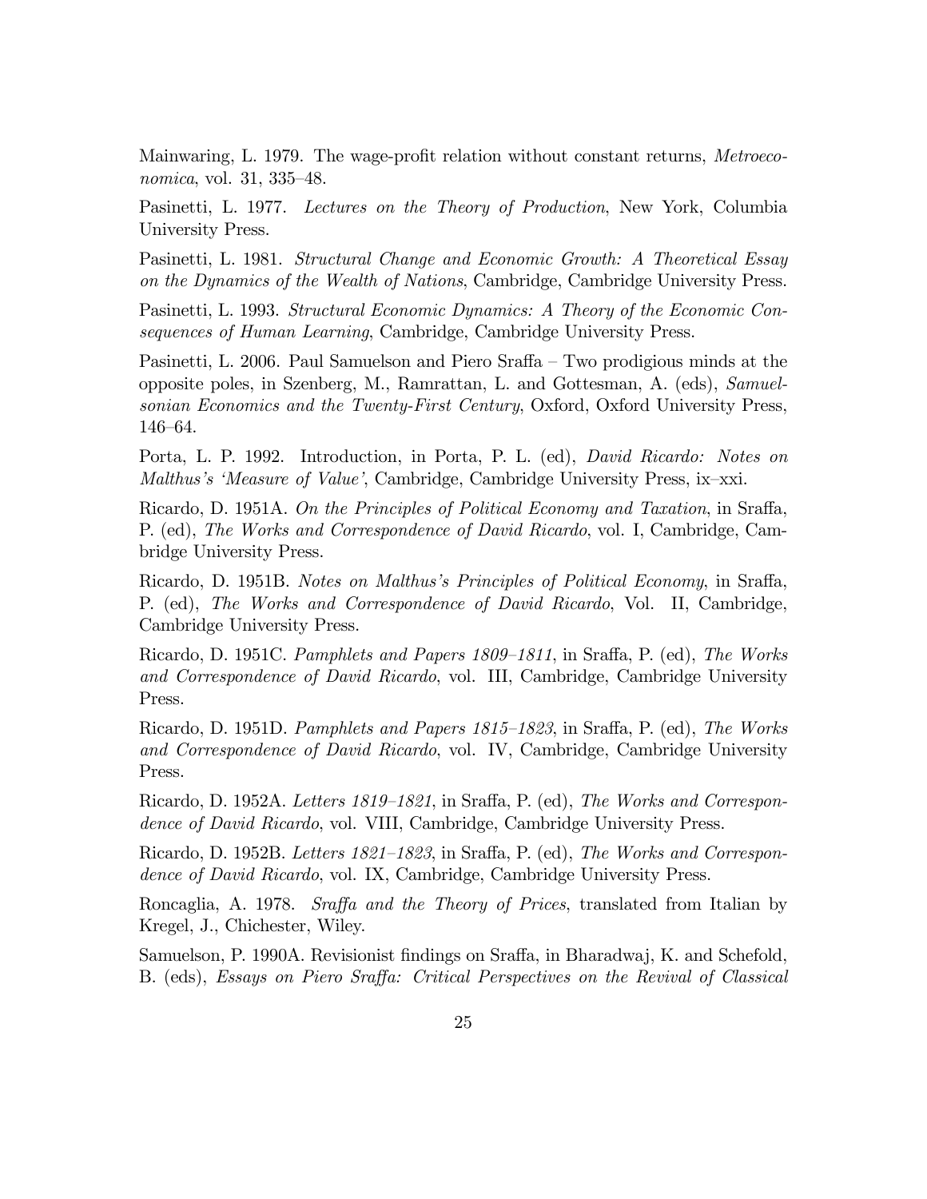Mainwaring, L. 1979. The wage-profit relation without constant returns, *Metroeconomica*, vol. 31, 335–48.

Pasinetti, L. 1977. *Lectures on the Theory of Production*, New York, Columbia University Press.

Pasinetti, L. 1981. *Structural Change and Economic Growth: A Theoretical Essay on the Dynamics of the Wealth of Nations*, Cambridge, Cambridge University Press.

Pasinetti, L. 1993. *Structural Economic Dynamics: A Theory of the Economic Consequences of Human Learning*, Cambridge, Cambridge University Press.

Pasinetti, L. 2006. Paul Samuelson and Piero Sraffa – Two prodigious minds at the opposite poles, in Szenberg, M., Ramrattan, L. and Gottesman, A. (eds), *Samuelsonian Economics and the Twenty-First Century*, Oxford, Oxford University Press, 146–64.

Porta, L. P. 1992. Introduction, in Porta, P. L. (ed), *David Ricardo: Notes on Malthus's 'Measure of Value'*, Cambridge, Cambridge University Press, ix–xxi.

Ricardo, D. 1951A. *On the Principles of Political Economy and Taxation*, in Sraffa, P. (ed), *The Works and Correspondence of David Ricardo*, vol. I, Cambridge, Cambridge University Press.

Ricardo, D. 1951B. *Notes on Malthus's Principles of Political Economy*, in Sraffa, P. (ed), *The Works and Correspondence of David Ricardo*, Vol. II, Cambridge, Cambridge University Press.

Ricardo, D. 1951C. *Pamphlets and Papers 1809–1811*, in Sraffa, P. (ed), *The Works and Correspondence of David Ricardo*, vol. III, Cambridge, Cambridge University Press.

Ricardo, D. 1951D. *Pamphlets and Papers 1815–1823*, in Sraffa, P. (ed), *The Works and Correspondence of David Ricardo*, vol. IV, Cambridge, Cambridge University Press.

Ricardo, D. 1952A. *Letters 1819–1821*, in Sraffa, P. (ed), *The Works and Correspondence of David Ricardo*, vol. VIII, Cambridge, Cambridge University Press.

Ricardo, D. 1952B. *Letters 1821–1823*, in Sraffa, P. (ed), *The Works and Correspondence of David Ricardo*, vol. IX, Cambridge, Cambridge University Press.

Roncaglia, A. 1978. *Sraffa and the Theory of Prices*, translated from Italian by Kregel, J., Chichester, Wiley.

Samuelson, P. 1990A. Revisionist findings on Sraffa, in Bharadwaj, K. and Schefold, B. (eds), *Essays on Piero Sraffa: Critical Perspectives on the Revival of Classical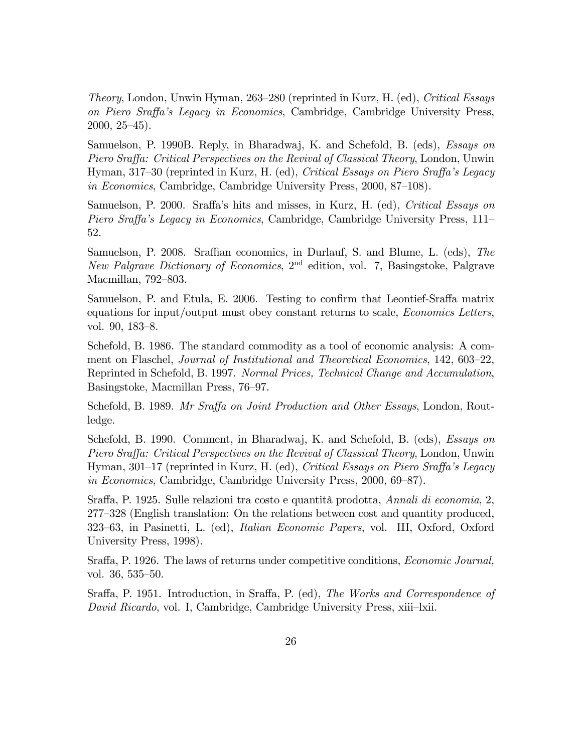*Theory*, London, Unwin Hyman, 263–280 (reprinted in Kurz, H. (ed), *Critical Essays on Piero Sraffa's Legacy in Economics*, Cambridge, Cambridge University Press, 2000, 25–45).

Samuelson, P. 1990B. Reply, in Bharadwaj, K. and Schefold, B. (eds), *Essays on Piero Sraffa: Critical Perspectives on the Revival of Classical Theory*, London, Unwin Hyman, 317–30 (reprinted in Kurz, H. (ed), *Critical Essays on Piero Sraffa's Legacy in Economics*, Cambridge, Cambridge University Press, 2000, 87–108).

Samuelson, P. 2000. Sraffa's hits and misses, in Kurz, H. (ed), *Critical Essays on Piero Sraffa's Legacy in Economics*, Cambridge, Cambridge University Press, 111–52.

Samuelson, P. 2008. Sraffian economics, in Durlauf, S. and Blume, L. (eds), *The New Palgrave Dictionary of Economics*, 2nd edition, vol. 7, Basingstoke, Palgrave Macmillan, 792–803.

Samuelson, P. and Etula, E. 2006. Testing to confirm that Leontief-Sraffa matrix equations for input/output must obey constant returns to scale, *Economics Letters*, vol. 90, 183–8.

Schefold, B. 1986. The standard commodity as a tool of economic analysis: A comment on Flaschel, *Journal of Institutional and Theoretical Economics*, 142, 603–22, Reprinted in Schefold, B. 1997. *Normal Prices, Technical Change and Accumulation*, Basingstoke, Macmillan Press, 76–97.

Schefold, B. 1989. *Mr Sraffa on Joint Production and Other Essays*, London, Routledge.

Schefold, B. 1990. Comment, in Bharadwaj, K. and Schefold, B. (eds), *Essays on Piero Sraffa: Critical Perspectives on the Revival of Classical Theory*, London, Unwin Hyman, 301–17 (reprinted in Kurz, H. (ed), *Critical Essays on Piero Sraffa's Legacy in Economics*, Cambridge, Cambridge University Press, 2000, 69–87).

Sraffa, P. 1925. Sulle relazioni tra costo e quantità prodotta, *Annali di economia*, 2, 277–328 (English translation: On the relations between cost and quantity produced, 323–63, in Pasinetti, L. (ed), *Italian Economic Papers*, vol. III, Oxford, Oxford University Press, 1998).

Sraffa, P. 1926. The laws of returns under competitive conditions, *Economic Journal,* vol. 36, 535–50.

Sraffa, P. 1951. Introduction, in Sraffa, P. (ed), *The Works and Correspondence of David Ricardo*, vol. I, Cambridge, Cambridge University Press, xiii–lxii.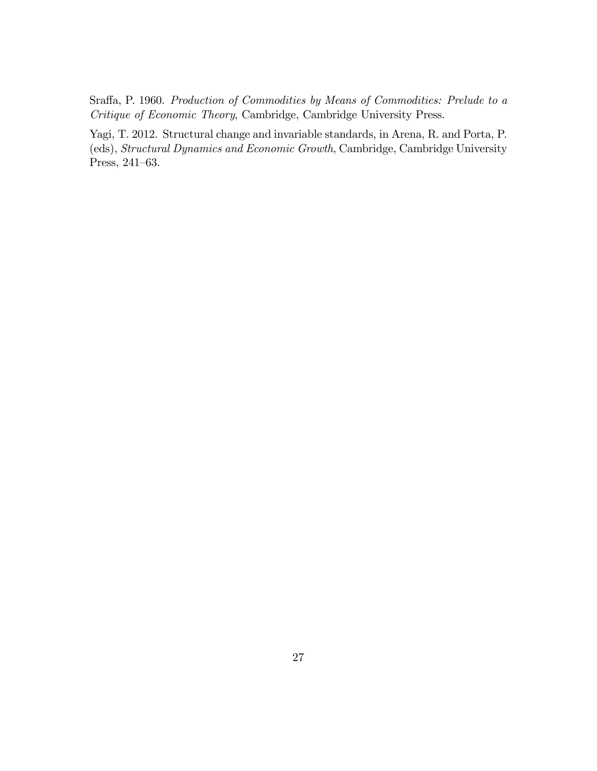Sraffa, P. 1960. *Production of Commodities by Means of Commodities: Prelude to a Critique of Economic Theory*, Cambridge, Cambridge University Press.

Yagi, T. 2012. Structural change and invariable standards, in Arena, R. and Porta, P. (eds), *Structural Dynamics and Economic Growth*, Cambridge, Cambridge University Press, 241–63.